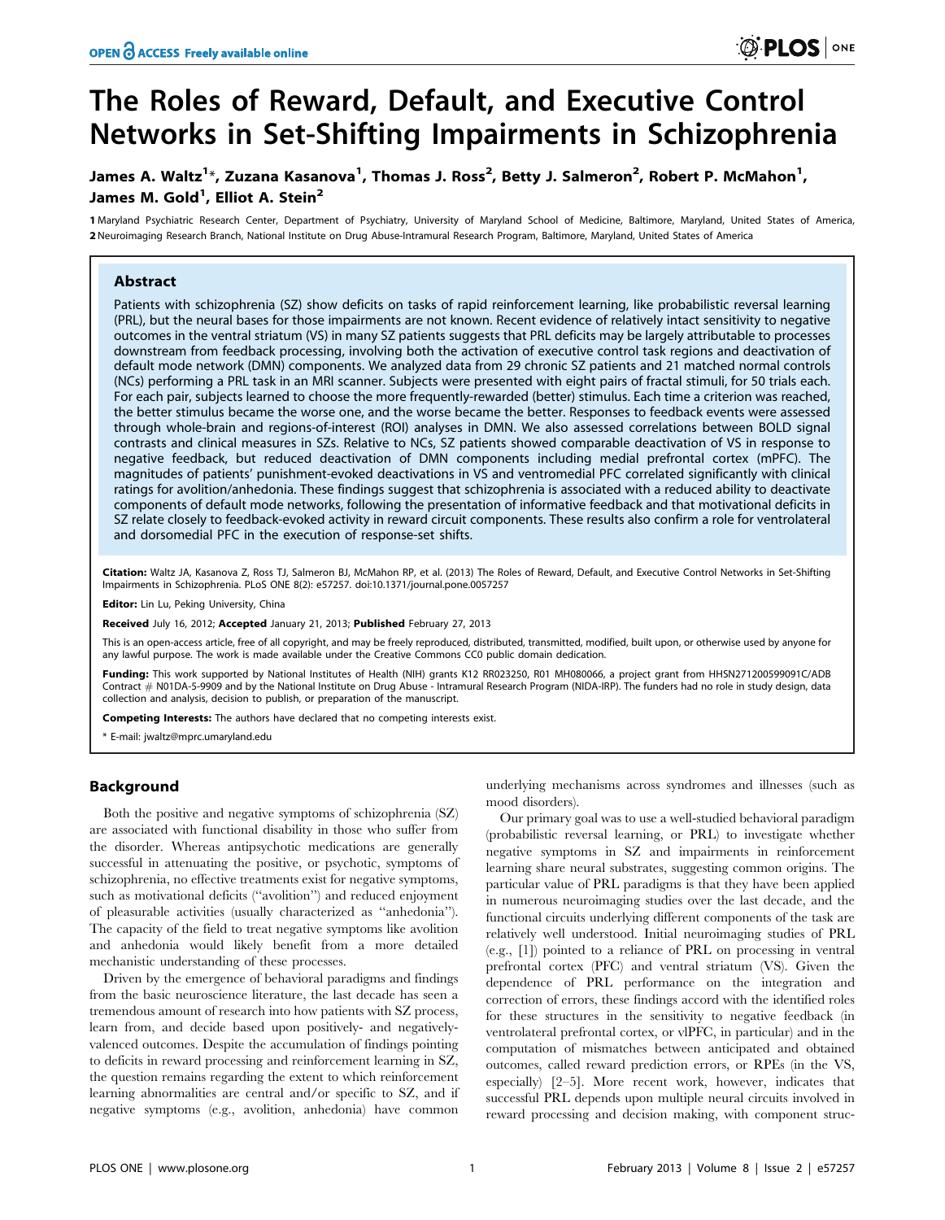# The Roles of Reward, Default, and Executive Control Networks in Set-Shifting Impairments in Schizophrenia

**James A. Waltz[1]\*, Zuzana Kasanova[1], Thomas J. Ross[2], Betty J. Salmeron[2], Robert P. McMahon[1], James M. Gold[1], Elliot A. Stein[2]**

**1** Maryland Psychiatric Research Center, Department of Psychiatry, University of Maryland School of Medicine, Baltimore, Maryland, United States of America, **2** Neuroimaging Research Branch, National Institute on Drug Abuse-Intramural Research Program, Baltimore, Maryland, United States of America

## Abstract

Patients with schizophrenia (SZ) show deficits on tasks of rapid reinforcement learning, like probabilistic reversal learning (PRL), but the neural bases for those impairments are not known. Recent evidence of relatively intact sensitivity to negative outcomes in the ventral striatum (VS) in many SZ patients suggests that PRL deficits may be largely attributable to processes downstream from feedback processing, involving both the activation of executive control task regions and deactivation of default mode network (DMN) components. We analyzed data from 29 chronic SZ patients and 21 matched normal controls (NCs) performing a PRL task in an MRI scanner. Subjects were presented with eight pairs of fractal stimuli, for 50 trials each. For each pair, subjects learned to choose the more frequently-rewarded (better) stimulus. Each time a criterion was reached, the better stimulus became the worse one, and the worse became the better. Responses to feedback events were assessed through whole-brain and regions-of-interest (ROI) analyses in DMN. We also assessed correlations between BOLD signal contrasts and clinical measures in SZs. Relative to NCs, SZ patients showed comparable deactivation of VS in response to negative feedback, but reduced deactivation of DMN components including medial prefrontal cortex (mPFC). The magnitudes of patients' punishment-evoked deactivations in VS and ventromedial PFC correlated significantly with clinical ratings for avolition/anhedonia. These findings suggest that schizophrenia is associated with a reduced ability to deactivate components of default mode networks, following the presentation of informative feedback and that motivational deficits in SZ relate closely to feedback-evoked activity in reward circuit components. These results also confirm a role for ventrolateral and dorsomedial PFC in the execution of response-set shifts.

**Citation:** Waltz JA, Kasanova Z, Ross TJ, Salmeron BJ, McMahon RP, et al. (2013) The Roles of Reward, Default, and Executive Control Networks in Set-Shifting Impairments in Schizophrenia. PLoS ONE 8(2): e57257. doi:10.1371/journal.pone.0057257

**Editor:** Lin Lu, Peking University, China

**Received** July 16, 2012; **Accepted** January 21, 2013; **Published** February 27, 2013

This is an open-access article, free of all copyright, and may be freely reproduced, distributed, transmitted, modified, built upon, or otherwise used by anyone for any lawful purpose. The work is made available under the Creative Commons CC0 public domain dedication.

**Funding:** This work supported by National Institutes of Health (NIH) grants K12 RR023250, R01 MH080066, a project grant from HHSN271200599091C/ADB Contract # N01DA-5-9909 and by the National Institute on Drug Abuse - Intramural Research Program (NIDA-IRP). The funders had no role in study design, data collection and analysis, decision to publish, or preparation of the manuscript.

**Competing Interests:** The authors have declared that no competing interests exist.

\* E-mail: jwaltz@mprc.umaryland.edu

## Background

Both the positive and negative symptoms of schizophrenia (SZ) are associated with functional disability in those who suffer from the disorder. Whereas antipsychotic medications are generally successful in attenuating the positive, or psychotic, symptoms of schizophrenia, no effective treatments exist for negative symptoms, such as motivational deficits ("avolition") and reduced enjoyment of pleasurable activities (usually characterized as "anhedonia"). The capacity of the field to treat negative symptoms like avolition and anhedonia would likely benefit from a more detailed mechanistic understanding of these processes.

Driven by the emergence of behavioral paradigms and findings from the basic neuroscience literature, the last decade has seen a tremendous amount of research into how patients with SZ process, learn from, and decide based upon positively- and negatively-valenced outcomes. Despite the accumulation of findings pointing to deficits in reward processing and reinforcement learning in SZ, the question remains regarding the extent to which reinforcement learning abnormalities are central and/or specific to SZ, and if negative symptoms (e.g., avolition, anhedonia) have common underlying mechanisms across syndromes and illnesses (such as mood disorders).

Our primary goal was to use a well-studied behavioral paradigm (probabilistic reversal learning, or PRL) to investigate whether negative symptoms in SZ and impairments in reinforcement learning share neural substrates, suggesting common origins. The particular value of PRL paradigms is that they have been applied in numerous neuroimaging studies over the last decade, and the functional circuits underlying different components of the task are relatively well understood. Initial neuroimaging studies of PRL (e.g., [1]) pointed to a reliance of PRL on processing in ventral prefrontal cortex (PFC) and ventral striatum (VS). Given the dependence of PRL performance on the integration and correction of errors, these findings accord with the identified roles for these structures in the sensitivity to negative feedback (in ventrolateral prefrontal cortex, or vlPFC, in particular) and in the computation of mismatches between anticipated and obtained outcomes, called reward prediction errors, or RPEs (in the VS, especially) [2–5]. More recent work, however, indicates that successful PRL depends upon multiple neural circuits involved in reward processing and decision making, with component struc-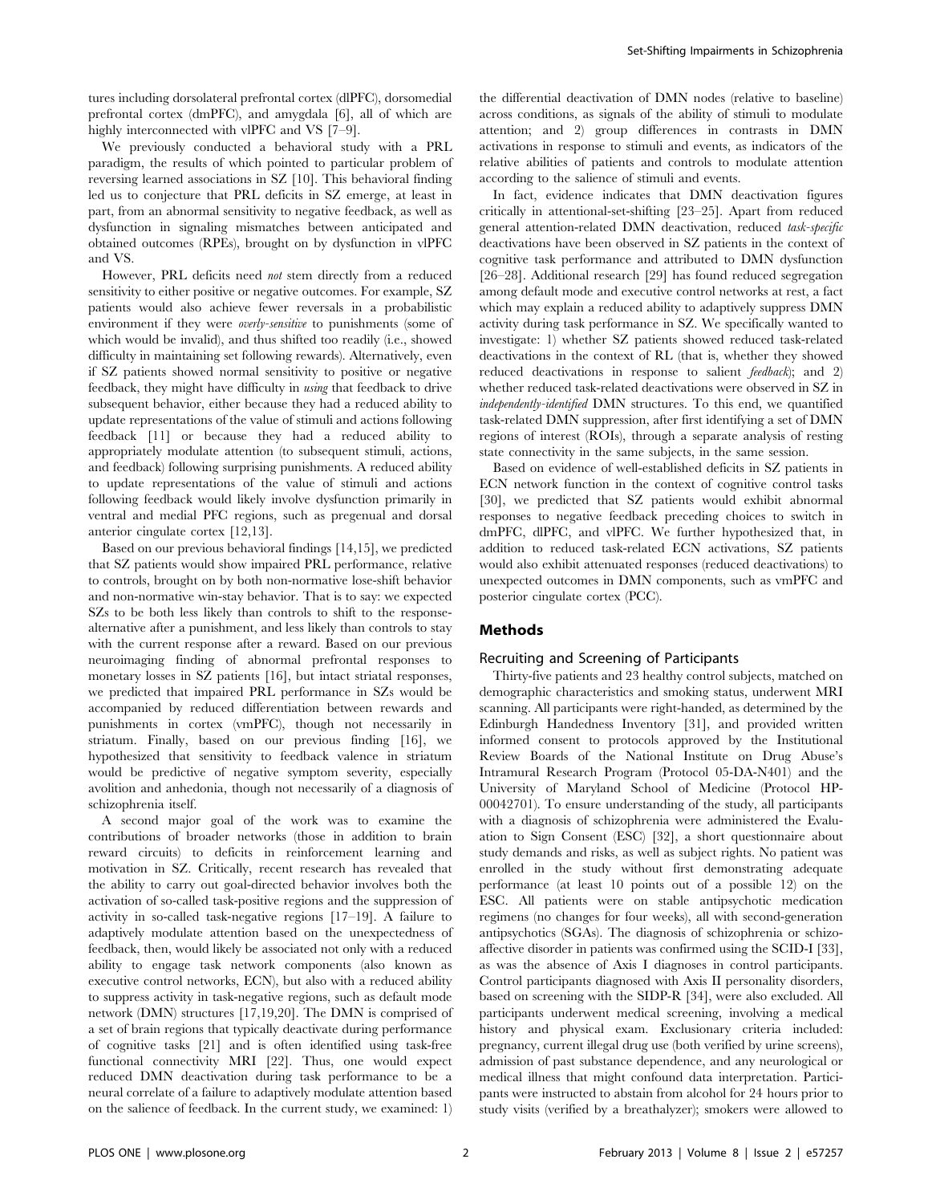tures including dorsolateral prefrontal cortex (dlPFC), dorsomedial prefrontal cortex (dmPFC), and amygdala [6], all of which are highly interconnected with vlPFC and VS [7–9].

We previously conducted a behavioral study with a PRL paradigm, the results of which pointed to particular problem of reversing learned associations in SZ [10]. This behavioral finding led us to conjecture that PRL deficits in SZ emerge, at least in part, from an abnormal sensitivity to negative feedback, as well as dysfunction in signaling mismatches between anticipated and obtained outcomes (RPEs), brought on by dysfunction in vlPFC and VS.

However, PRL deficits need *not* stem directly from a reduced sensitivity to either positive or negative outcomes. For example, SZ patients would also achieve fewer reversals in a probabilistic environment if they were *overly-sensitive* to punishments (some of which would be invalid), and thus shifted too readily (i.e., showed difficulty in maintaining set following rewards). Alternatively, even if SZ patients showed normal sensitivity to positive or negative feedback, they might have difficulty in *using* that feedback to drive subsequent behavior, either because they had a reduced ability to update representations of the value of stimuli and actions following feedback [11] or because they had a reduced ability to appropriately modulate attention (to subsequent stimuli, actions, and feedback) following surprising punishments. A reduced ability to update representations of the value of stimuli and actions following feedback would likely involve dysfunction primarily in ventral and medial PFC regions, such as pregenual and dorsal anterior cingulate cortex [12,13].

Based on our previous behavioral findings [14,15], we predicted that SZ patients would show impaired PRL performance, relative to controls, brought on by both non-normative lose-shift behavior and non-normative win-stay behavior. That is to say: we expected SZs to be both less likely than controls to shift to the response-alternative after a punishment, and less likely than controls to stay with the current response after a reward. Based on our previous neuroimaging finding of abnormal prefrontal responses to monetary losses in SZ patients [16], but intact striatal responses, we predicted that impaired PRL performance in SZs would be accompanied by reduced differentiation between rewards and punishments in cortex (vmPFC), though not necessarily in striatum. Finally, based on our previous finding [16], we hypothesized that sensitivity to feedback valence in striatum would be predictive of negative symptom severity, especially avolition and anhedonia, though not necessarily of a diagnosis of schizophrenia itself.

A second major goal of the work was to examine the contributions of broader networks (those in addition to brain reward circuits) to deficits in reinforcement learning and motivation in SZ. Critically, recent research has revealed that the ability to carry out goal-directed behavior involves both the activation of so-called task-positive regions and the suppression of activity in so-called task-negative regions [17–19]. A failure to adaptively modulate attention based on the unexpectedness of feedback, then, would likely be associated not only with a reduced ability to engage task network components (also known as executive control networks, ECN), but also with a reduced ability to suppress activity in task-negative regions, such as default mode network (DMN) structures [17,19,20]. The DMN is comprised of a set of brain regions that typically deactivate during performance of cognitive tasks [21] and is often identified using task-free functional connectivity MRI [22]. Thus, one would expect reduced DMN deactivation during task performance to be a neural correlate of a failure to adaptively modulate attention based on the salience of feedback. In the current study, we examined: 1) the differential deactivation of DMN nodes (relative to baseline) across conditions, as signals of the ability of stimuli to modulate attention; and 2) group differences in contrasts in DMN activations in response to stimuli and events, as indicators of the relative abilities of patients and controls to modulate attention according to the salience of stimuli and events.

In fact, evidence indicates that DMN deactivation figures critically in attentional-set-shifting [23–25]. Apart from reduced general attention-related DMN deactivation, reduced *task-specific* deactivations have been observed in SZ patients in the context of cognitive task performance and attributed to DMN dysfunction [26–28]. Additional research [29] has found reduced segregation among default mode and executive control networks at rest, a fact which may explain a reduced ability to adaptively suppress DMN activity during task performance in SZ. We specifically wanted to investigate: 1) whether SZ patients showed reduced task-related deactivations in the context of RL (that is, whether they showed reduced deactivations in response to salient *feedback*); and 2) whether reduced task-related deactivations were observed in SZ in *independently-identified* DMN structures. To this end, we quantified task-related DMN suppression, after first identifying a set of DMN regions of interest (ROIs), through a separate analysis of resting state connectivity in the same subjects, in the same session.

Based on evidence of well-established deficits in SZ patients in ECN network function in the context of cognitive control tasks [30], we predicted that SZ patients would exhibit abnormal responses to negative feedback preceding choices to switch in dmPFC, dlPFC, and vlPFC. We further hypothesized that, in addition to reduced task-related ECN activations, SZ patients would also exhibit attenuated responses (reduced deactivations) to unexpected outcomes in DMN components, such as vmPFC and posterior cingulate cortex (PCC).

## Methods

### Recruiting and Screening of Participants

Thirty-five patients and 23 healthy control subjects, matched on demographic characteristics and smoking status, underwent MRI scanning. All participants were right-handed, as determined by the Edinburgh Handedness Inventory [31], and provided written informed consent to protocols approved by the Institutional Review Boards of the National Institute on Drug Abuse's Intramural Research Program (Protocol 05-DA-N401) and the University of Maryland School of Medicine (Protocol HP-00042701). To ensure understanding of the study, all participants with a diagnosis of schizophrenia were administered the Evaluation to Sign Consent (ESC) [32], a short questionnaire about study demands and risks, as well as subject rights. No patient was enrolled in the study without first demonstrating adequate performance (at least 10 points out of a possible 12) on the ESC. All patients were on stable antipsychotic medication regimens (no changes for four weeks), all with second-generation antipsychotics (SGAs). The diagnosis of schizophrenia or schizoaffective disorder in patients was confirmed using the SCID-I [33], as was the absence of Axis I diagnoses in control participants. Control participants diagnosed with Axis II personality disorders, based on screening with the SIDP-R [34], were also excluded. All participants underwent medical screening, involving a medical history and physical exam. Exclusionary criteria included: pregnancy, current illegal drug use (both verified by urine screens), admission of past substance dependence, and any neurological or medical illness that might confound data interpretation. Participants were instructed to abstain from alcohol for 24 hours prior to study visits (verified by a breathalyzer); smokers were allowed to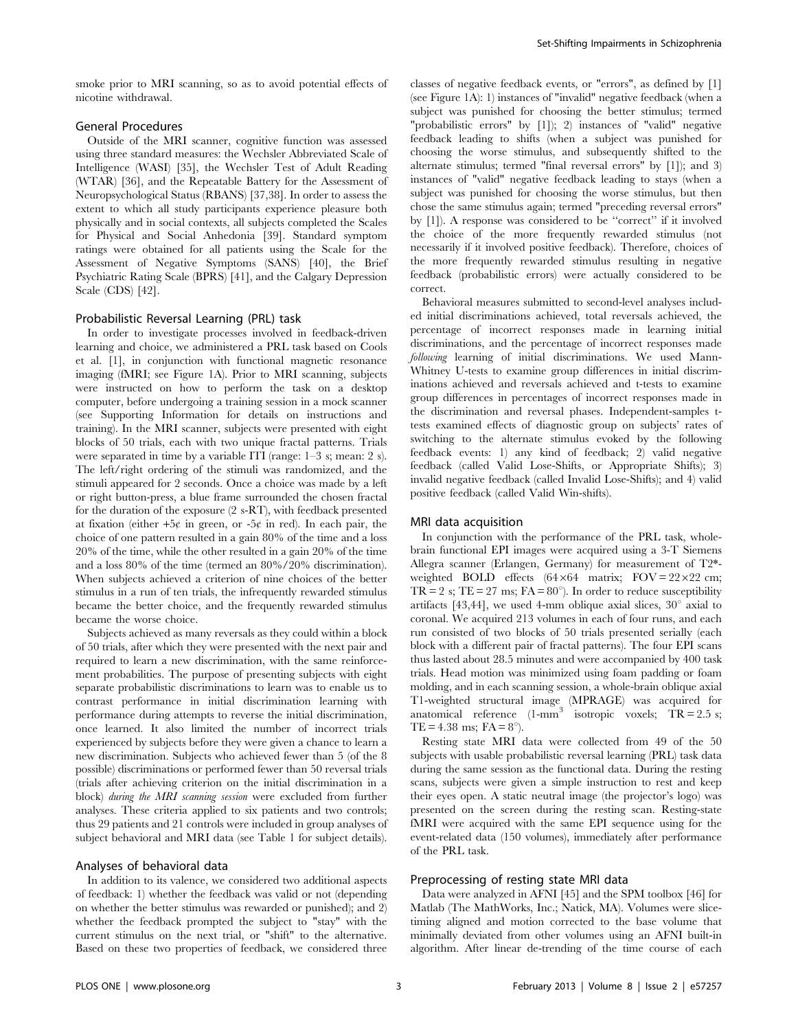smoke prior to MRI scanning, so as to avoid potential effects of nicotine withdrawal.

## General Procedures

Outside of the MRI scanner, cognitive function was assessed using three standard measures: the Wechsler Abbreviated Scale of Intelligence (WASI) [35], the Wechsler Test of Adult Reading (WTAR) [36], and the Repeatable Battery for the Assessment of Neuropsychological Status (RBANS) [37,38]. In order to assess the extent to which all study participants experience pleasure both physically and in social contexts, all subjects completed the Scales for Physical and Social Anhedonia [39]. Standard symptom ratings were obtained for all patients using the Scale for the Assessment of Negative Symptoms (SANS) [40], the Brief Psychiatric Rating Scale (BPRS) [41], and the Calgary Depression Scale (CDS) [42].

## Probabilistic Reversal Learning (PRL) task

In order to investigate processes involved in feedback-driven learning and choice, we administered a PRL task based on Cools et al. [1], in conjunction with functional magnetic resonance imaging (fMRI; see Figure 1A). Prior to MRI scanning, subjects were instructed on how to perform the task on a desktop computer, before undergoing a training session in a mock scanner (see Supporting Information for details on instructions and training). In the MRI scanner, subjects were presented with eight blocks of 50 trials, each with two unique fractal patterns. Trials were separated in time by a variable ITI (range: 1–3 s; mean: 2 s). The left/right ordering of the stimuli was randomized, and the stimuli appeared for 2 seconds. Once a choice was made by a left or right button-press, a blue frame surrounded the chosen fractal for the duration of the exposure (2 s-RT), with feedback presented at fixation (either +5¢ in green, or -5¢ in red). In each pair, the choice of one pattern resulted in a gain 80% of the time and a loss 20% of the time, while the other resulted in a gain 20% of the time and a loss 80% of the time (termed an 80%/20% discrimination). When subjects achieved a criterion of nine choices of the better stimulus in a run of ten trials, the infrequently rewarded stimulus became the better choice, and the frequently rewarded stimulus became the worse choice.

Subjects achieved as many reversals as they could within a block of 50 trials, after which they were presented with the next pair and required to learn a new discrimination, with the same reinforcement probabilities. The purpose of presenting subjects with eight separate probabilistic discriminations to learn was to enable us to contrast performance in initial discrimination learning with performance during attempts to reverse the initial discrimination, once learned. It also limited the number of incorrect trials experienced by subjects before they were given a chance to learn a new discrimination. Subjects who achieved fewer than 5 (of the 8 possible) discriminations or performed fewer than 50 reversal trials (trials after achieving criterion on the initial discrimination in a block) *during the MRI scanning session* were excluded from further analyses. These criteria applied to six patients and two controls; thus 29 patients and 21 controls were included in group analyses of subject behavioral and MRI data (see Table 1 for subject details).

## Analyses of behavioral data

In addition to its valence, we considered two additional aspects of feedback: 1) whether the feedback was valid or not (depending on whether the better stimulus was rewarded or punished); and 2) whether the feedback prompted the subject to "stay" with the current stimulus on the next trial, or "shift" to the alternative. Based on these two properties of feedback, we considered three classes of negative feedback events, or "errors", as defined by [1] (see Figure 1A): 1) instances of "invalid" negative feedback (when a subject was punished for choosing the better stimulus; termed "probabilistic errors" by [1]); 2) instances of "valid" negative feedback leading to shifts (when a subject was punished for choosing the worse stimulus, and subsequently shifted to the alternate stimulus; termed "final reversal errors" by [1]); and 3) instances of "valid" negative feedback leading to stays (when a subject was punished for choosing the worse stimulus, but then chose the same stimulus again; termed "preceding reversal errors" by [1]). A response was considered to be "correct" if it involved the choice of the more frequently rewarded stimulus (not necessarily if it involved positive feedback). Therefore, choices of the more frequently rewarded stimulus resulting in negative feedback (probabilistic errors) were actually considered to be correct.

Behavioral measures submitted to second-level analyses included initial discriminations achieved, total reversals achieved, the percentage of incorrect responses made in learning initial discriminations, and the percentage of incorrect responses made *following* learning of initial discriminations. We used Mann-Whitney U-tests to examine group differences in initial discriminations achieved and reversals achieved and t-tests to examine group differences in percentages of incorrect responses made in the discrimination and reversal phases. Independent-samples t-tests examined effects of diagnostic group on subjects' rates of switching to the alternate stimulus evoked by the following feedback events: 1) any kind of feedback; 2) valid negative feedback (called Valid Lose-Shifts, or Appropriate Shifts); 3) invalid negative feedback (called Invalid Lose-Shifts); and 4) valid positive feedback (called Valid Win-shifts).

## MRI data acquisition

In conjunction with the performance of the PRL task, whole-brain functional EPI images were acquired using a 3-T Siemens Allegra scanner (Erlangen, Germany) for measurement of T2*-weighted BOLD effects ($64\times64$ matrix; FOV = $22\times22$ cm; TR = 2 s; TE = 27 ms; FA = 80°). In order to reduce susceptibility artifacts [43,44], we used 4-mm oblique axial slices, 30° axial to coronal. We acquired 213 volumes in each of four runs, and each run consisted of two blocks of 50 trials presented serially (each block with a different pair of fractal patterns). The four EPI scans thus lasted about 28.5 minutes and were accompanied by 400 task trials. Head motion was minimized using foam padding or foam molding, and in each scanning session, a whole-brain oblique axial T1-weighted structural image (MPRAGE) was acquired for anatomical reference (1-mm$^3$ isotropic voxels; TR = 2.5 s; TE = 4.38 ms; FA = 8°).

Resting state MRI data were collected from 49 of the 50 subjects with usable probabilistic reversal learning (PRL) task data during the same session as the functional data. During the resting scans, subjects were given a simple instruction to rest and keep their eyes open. A static neutral image (the projector's logo) was presented on the screen during the resting scan. Resting-state fMRI were acquired with the same EPI sequence using for the event-related data (150 volumes), immediately after performance of the PRL task.

## Preprocessing of resting state MRI data

Data were analyzed in AFNI [45] and the SPM toolbox [46] for Matlab (The MathWorks, Inc.; Natick, MA). Volumes were slice-timing aligned and motion corrected to the base volume that minimally deviated from other volumes using an AFNI built-in algorithm. After linear de-trending of the time course of each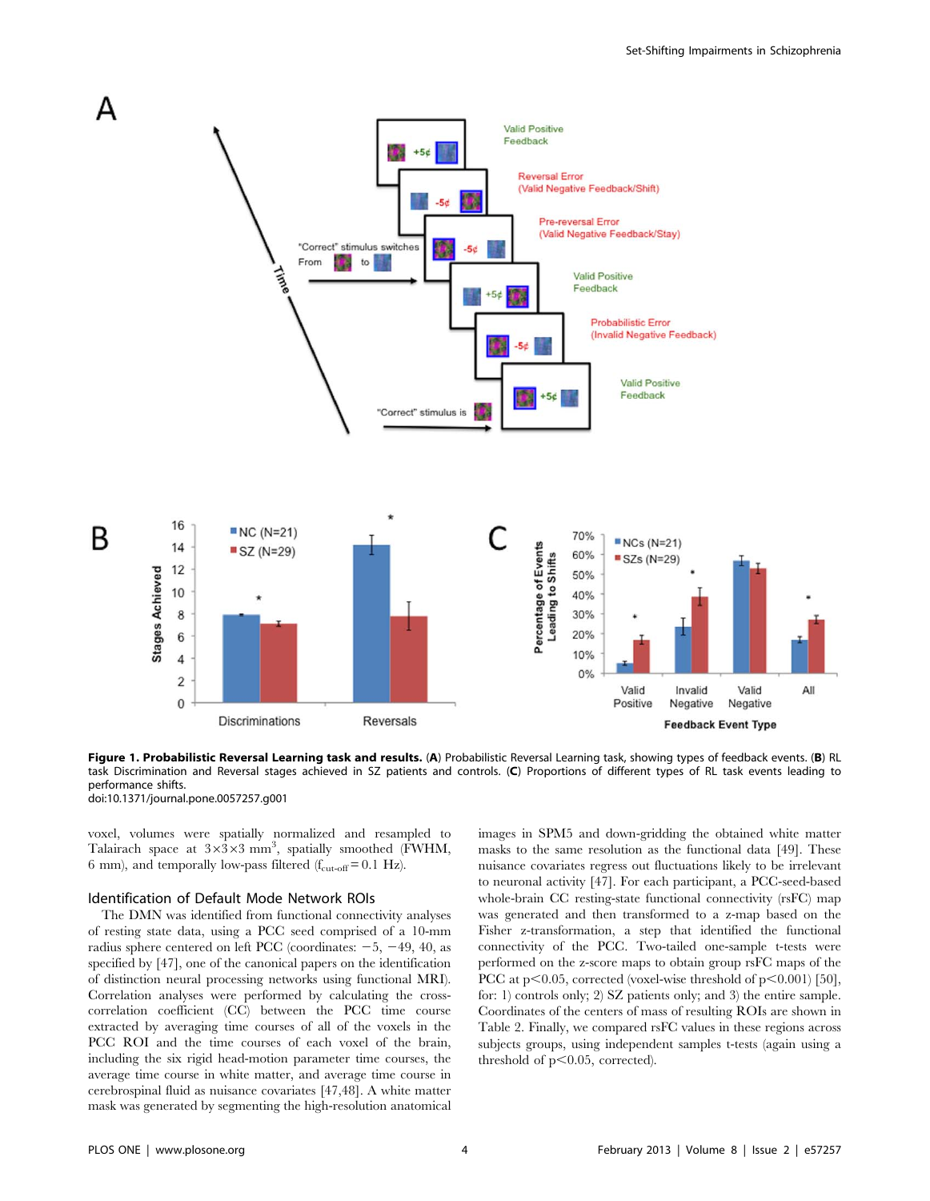**Figure 1. Probabilistic Reversal Learning task and results.** (**A**) Probabilistic Reversal Learning task, showing types of feedback events. (**B**) RL task Discrimination and Reversal stages achieved in SZ patients and controls. (**C**) Proportions of different types of RL task events leading to performance shifts.
doi:10.1371/journal.pone.0057257.g001

voxel, volumes were spatially normalized and resampled to Talairach space at $3 \times 3 \times 3$ mm$^3$, spatially smoothed (FWHM, 6 mm), and temporally low-pass filtered ($f_{cut-off} = 0.1$ Hz).

## Identification of Default Mode Network ROIs

The DMN was identified from functional connectivity analyses of resting state data, using a PCC seed comprised of a 10-mm radius sphere centered on left PCC (coordinates: −5, −49, 40, as specified by [47], one of the canonical papers on the identification of distinction neural processing networks using functional MRI). Correlation analyses were performed by calculating the cross-correlation coefficient (CC) between the PCC time course extracted by averaging time courses of all of the voxels in the PCC ROI and the time courses of each voxel of the brain, including the six rigid head-motion parameter time courses, the average time course in white matter, and average time course in cerebrospinal fluid as nuisance covariates [47,48]. A white matter mask was generated by segmenting the high-resolution anatomical images in SPM5 and down-gridding the obtained white matter masks to the same resolution as the functional data [49]. These nuisance covariates regress out fluctuations likely to be irrelevant to neuronal activity [47]. For each participant, a PCC-seed-based whole-brain CC resting-state functional connectivity (rsFC) map was generated and then transformed to a z-map based on the Fisher z-transformation, a step that identified the functional connectivity of the PCC. Two-tailed one-sample t-tests were performed on the z-score maps to obtain group rsFC maps of the PCC at $p < 0.05$, corrected (voxel-wise threshold of $p < 0.001$) [50], for: 1) controls only; 2) SZ patients only; and 3) the entire sample. Coordinates of the centers of mass of resulting ROIs are shown in Table 2. Finally, we compared rsFC values in these regions across subjects groups, using independent samples t-tests (again using a threshold of $p < 0.05$, corrected).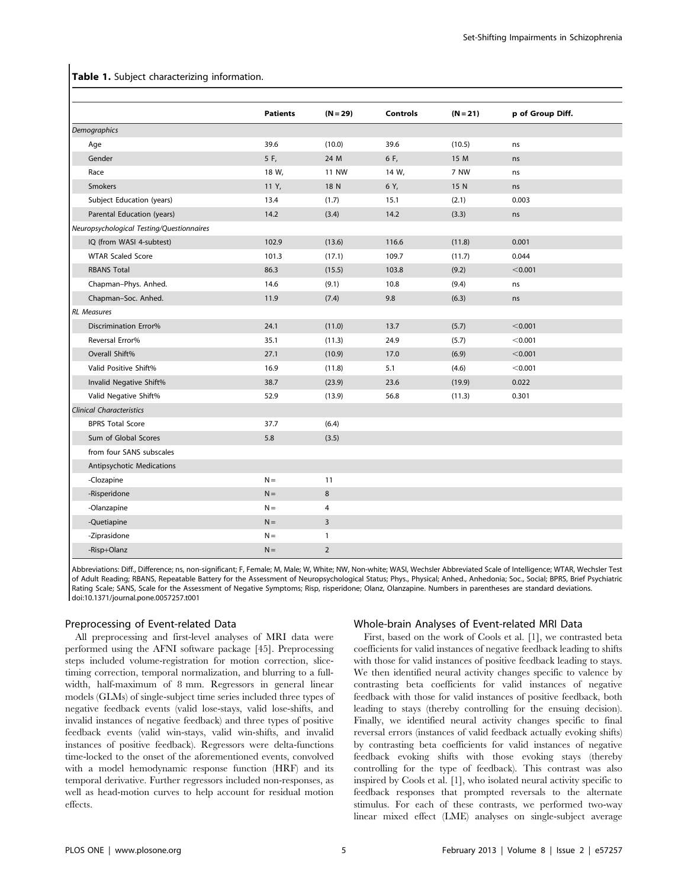**Table 1.** Subject characterizing information.

| | Patients | (N = 29) | Controls | (N = 21) | p of Group Diff. |
|---|---|---|---|---|---|
| *Demographics* | | | | | |
| Age | 39.6 | (10.0) | 39.6 | (10.5) | ns |
| Gender | 5 F, | 24 M | 6 F, | 15 M | ns |
| Race | 18 W, | 11 NW | 14 W, | 7 NW | ns |
| Smokers | 11 Y, | 18 N | 6 Y, | 15 N | ns |
| Subject Education (years) | 13.4 | (1.7) | 15.1 | (2.1) | 0.003 |
| Parental Education (years) | 14.2 | (3.4) | 14.2 | (3.3) | ns |
| *Neuropsychological Testing/Questionnaires* | | | | | |
| IQ (from WASI 4-subtest) | 102.9 | (13.6) | 116.6 | (11.8) | 0.001 |
| WTAR Scaled Score | 101.3 | (17.1) | 109.7 | (11.7) | 0.044 |
| RBANS Total | 86.3 | (15.5) | 103.8 | (9.2) | <0.001 |
| Chapman–Phys. Anhed. | 14.6 | (9.1) | 10.8 | (9.4) | ns |
| Chapman–Soc. Anhed. | 11.9 | (7.4) | 9.8 | (6.3) | ns |
| *RL Measures* | | | | | |
| Discrimination Error% | 24.1 | (11.0) | 13.7 | (5.7) | <0.001 |
| Reversal Error% | 35.1 | (11.3) | 24.9 | (5.7) | <0.001 |
| Overall Shift% | 27.1 | (10.9) | 17.0 | (6.9) | <0.001 |
| Valid Positive Shift% | 16.9 | (11.8) | 5.1 | (4.6) | <0.001 |
| Invalid Negative Shift% | 38.7 | (23.9) | 23.6 | (19.9) | 0.022 |
| Valid Negative Shift% | 52.9 | (13.9) | 56.8 | (11.3) | 0.301 |
| *Clinical Characteristics* | | | | | |
| BPRS Total Score | 37.7 | (6.4) | | | |
| Sum of Global Scores | 5.8 | (3.5) | | | |
| from four SANS subscales | | | | | |
| Antipsychotic Medications | | | | | |
| -Clozapine | N = | 11 | | | |
| -Risperidone | N = | 8 | | | |
| -Olanzapine | N = | 4 | | | |
| -Quetiapine | N = | 3 | | | |
| -Ziprasidone | N = | 1 | | | |
| -Risp+Olanz | N = | 2 | | | |

Abbreviations: Diff., Difference; ns, non-significant; F, Female; M, Male; W, White; NW, Non-white; WASI, Wechsler Abbreviated Scale of Intelligence; WTAR, Wechsler Test of Adult Reading; RBANS, Repeatable Battery for the Assessment of Neuropsychological Status; Phys., Physical; Anhed., Anhedonia; Soc., Social; BPRS, Brief Psychiatric Rating Scale; SANS, Scale for the Assessment of Negative Symptoms; Risp, risperidone; Olanz, Olanzapine. Numbers in parentheses are standard deviations.
doi:10.1371/journal.pone.0057257.t001

## Preprocessing of Event-related Data

All preprocessing and first-level analyses of MRI data were performed using the AFNI software package [45]. Preprocessing steps included volume-registration for motion correction, slice-timing correction, temporal normalization, and blurring to a full-width, half-maximum of 8 mm. Regressors in general linear models (GLMs) of single-subject time series included three types of negative feedback events (valid lose-stays, valid lose-shifts, and invalid instances of negative feedback) and three types of positive feedback events (valid win-stays, valid win-shifts, and invalid instances of positive feedback). Regressors were delta-functions time-locked to the onset of the aforementioned events, convolved with a model hemodynamic response function (HRF) and its temporal derivative. Further regressors included non-responses, as well as head-motion curves to help account for residual motion effects.

## Whole-brain Analyses of Event-related MRI Data

First, based on the work of Cools et al. [1], we contrasted beta coefficients for valid instances of negative feedback leading to shifts with those for valid instances of positive feedback leading to stays. We then identified neural activity changes specific to valence by contrasting beta coefficients for valid instances of negative feedback with those for valid instances of positive feedback, both leading to stays (thereby controlling for the ensuing decision). Finally, we identified neural activity changes specific to final reversal errors (instances of valid feedback actually evoking shifts) by contrasting beta coefficients for valid instances of negative feedback evoking shifts with those evoking stays (thereby controlling for the type of feedback). This contrast was also inspired by Cools et al. [1], who isolated neural activity specific to feedback responses that prompted reversals to the alternate stimulus. For each of these contrasts, we performed two-way linear mixed effect (LME) analyses on single-subject average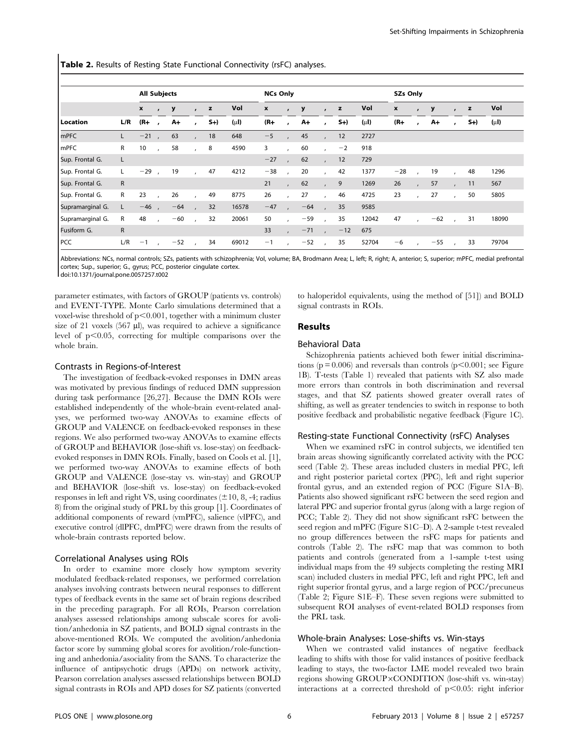**Table 2.** Results of Resting State Functional Connectivity (rsFC) analyses.

| | | All Subjects | | | | NCs Only | | | | SZs Only | | | |
|---|---|---|---|---|---|---|---|---|---|---|---|---|---|
| | | x | y | z | Vol | x | y | z | Vol | x | y | z | Vol |
| Location | L/R | (R+ | A+ | S+) | (μl) | (R+ | A+ | S+) | (μl) | (R+ | A+ | S+) | (μl) |
| mPFC | L | −21 | 63 | 18 | 648 | −5 | 45 | 12 | 2727 | | | | |
| mPFC | R | 10 | 58 | 8 | 4590 | 3 | 60 | −2 | 918 | | | | |
| Sup. Frontal G. | L | | | | | −27 | 62 | 12 | 729 | | | | |
| Sup. Frontal G. | L | −29 | 19 | 47 | 4212 | −38 | 20 | 42 | 1377 | −28 | 19 | 48 | 1296 |
| Sup. Frontal G. | R | | | | | 21 | 62 | 9 | 1269 | 26 | 57 | 11 | 567 |
| Sup. Frontal G. | R | 23 | 26 | 49 | 8775 | 26 | 27 | 46 | 4725 | 23 | 27 | 50 | 5805 |
| Supramarginal G. | L | −46 | −64 | 32 | 16578 | −47 | −64 | 35 | 9585 | | | | |
| Supramarginal G. | R | 48 | −60 | 32 | 20061 | 50 | −59 | 35 | 12042 | 47 | −62 | 31 | 18090 |
| Fusiform G. | R | | | | | 33 | −71 | −12 | 675 | | | | |
| PCC | L/R | −1 | −52 | 34 | 69012 | −1 | −52 | 35 | 52704 | −6 | −55 | 33 | 79704 |

Abbreviations: NCs, normal controls; SZs, patients with schizophrenia; Vol, volume; BA, Brodmann Area; L, left; R, right; A, anterior; S, superior; mPFC, medial prefrontal cortex; Sup., superior; G., gyrus; PCC, posterior cingulate cortex.
doi:10.1371/journal.pone.0057257.t002

parameter estimates, with factors of GROUP (patients vs. controls) and EVENT-TYPE. Monte Carlo simulations determined that a voxel-wise threshold of $p<0.001$, together with a minimum cluster size of 21 voxels (567 μl), was required to achieve a significance level of $p<0.05$, correcting for multiple comparisons over the whole brain.

### Contrasts in Regions-of-Interest

The investigation of feedback-evoked responses in DMN areas was motivated by previous findings of reduced DMN suppression during task performance [26,27]. Because the DMN ROIs were established independently of the whole-brain event-related analyses, we performed two-way ANOVAs to examine effects of GROUP and VALENCE on feedback-evoked responses in these regions. We also performed two-way ANOVAs to examine effects of GROUP and BEHAVIOR (lose-shift vs. lose-stay) on feedback-evoked responses in DMN ROIs. Finally, based on Cools et al. [1], we performed two-way ANOVAs to examine effects of both GROUP and VALENCE (lose-stay vs. win-stay) and GROUP and BEHAVIOR (lose-shift vs. lose-stay) on feedback-evoked responses in left and right VS, using coordinates (±10, 8, -4; radius 8) from the original study of PRL by this group [1]. Coordinates of additional components of reward (vmPFC), salience (vlPFC), and executive control (dlPFC, dmPFC) were drawn from the results of whole-brain contrasts reported below.

### Correlational Analyses using ROIs

In order to examine more closely how symptom severity modulated feedback-related responses, we performed correlation analyses involving contrasts between neural responses to different types of feedback events in the same set of brain regions described in the preceding paragraph. For all ROIs, Pearson correlation analyses assessed relationships among subscale scores for avolition/anhedonia in SZ patients, and BOLD signal contrasts in the above-mentioned ROIs. We computed the avolition/anhedonia factor score by summing global scores for avolition/role-functioning and anhedonia/asociality from the SANS. To characterize the influence of antipsychotic drugs (APDs) on network activity, Pearson correlation analyses assessed relationships between BOLD signal contrasts in ROIs and APD doses for SZ patients (converted to haloperidol equivalents, using the method of [51]) and BOLD signal contrasts in ROIs.

## Results

### Behavioral Data

Schizophrenia patients achieved both fewer initial discriminations ($p = 0.006$) and reversals than controls ($p<0.001$; see Figure 1B). T-tests (Table 1) revealed that patients with SZ also made more errors than controls in both discrimination and reversal stages, and that SZ patients showed greater overall rates of shifting, as well as greater tendencies to switch in response to both positive feedback and probabilistic negative feedback (Figure 1C).

### Resting-state Functional Connectivity (rsFC) Analyses

When we examined rsFC in control subjects, we identified ten brain areas showing significantly correlated activity with the PCC seed (Table 2). These areas included clusters in medial PFC, left and right posterior parietal cortex (PPC), left and right superior frontal gyrus, and an extended region of PCC (Figure S1A–B). Patients also showed significant rsFC between the seed region and lateral PPC and superior frontal gyrus (along with a large region of PCC; Table 2). They did not show significant rsFC between the seed region and mPFC (Figure S1C–D). A 2-sample t-test revealed no group differences between the rsFC maps for patients and controls (Table 2). The rsFC map that was common to both patients and controls (generated from a 1-sample t-test using individual maps from the 49 subjects completing the resting MRI scan) included clusters in medial PFC, left and right PPC, left and right superior frontal gyrus, and a large region of PCC/precuneus (Table 2; Figure S1E–F). These seven regions were submitted to subsequent ROI analyses of event-related BOLD responses from the PRL task.

### Whole-brain Analyses: Lose-shifts vs. Win-stays

When we contrasted valid instances of negative feedback leading to shifts with those for valid instances of positive feedback leading to stays, the two-factor LME model revealed two brain regions showing GROUP×CONDITION (lose-shift vs. win-stay) interactions at a corrected threshold of $p<0.05$: right inferior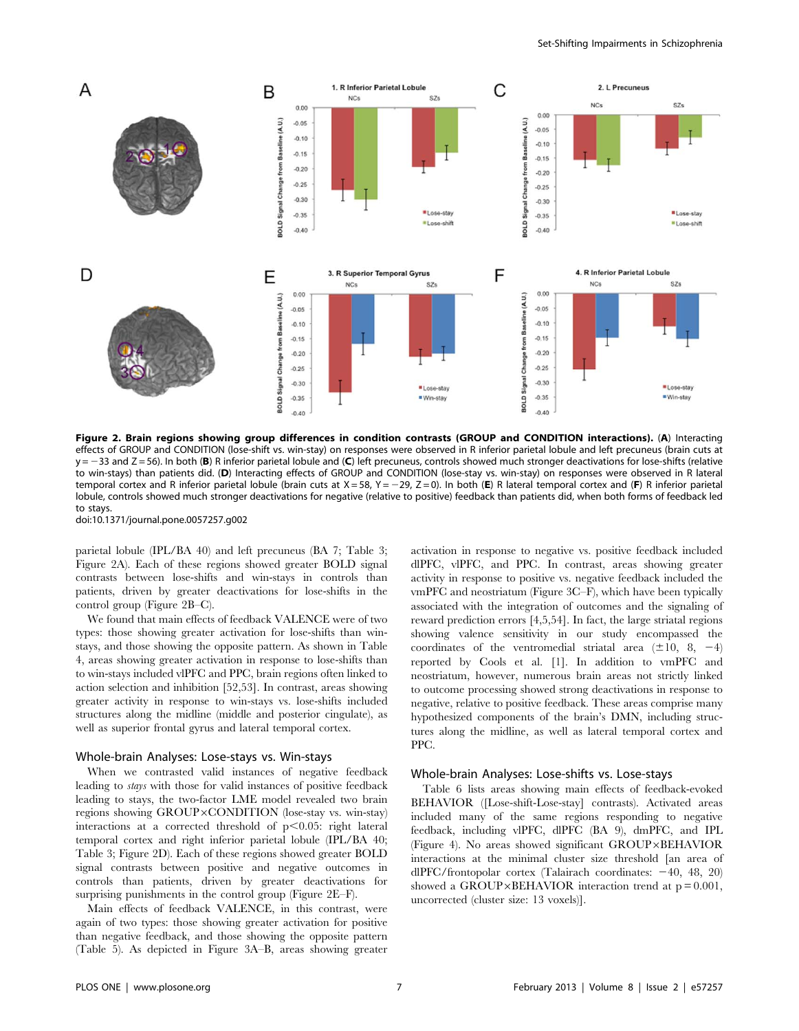**Figure 2. Brain regions showing group differences in condition contrasts (GROUP and CONDITION interactions).** (**A**) Interacting effects of GROUP and CONDITION (lose-shift vs. win-stay) on responses were observed in R inferior parietal lobule and left precuneus (brain cuts at y = −33 and Z = 56). In both (**B**) R inferior parietal lobule and (**C**) left precuneus, controls showed much stronger deactivations for lose-shifts (relative to win-stays) than patients did. (**D**) Interacting effects of GROUP and CONDITION (lose-stay vs. win-stay) on responses were observed in R lateral temporal cortex and R inferior parietal lobule (brain cuts at X = 58, Y = −29, Z = 0). In both (**E**) R lateral temporal cortex and (**F**) R inferior parietal lobule, controls showed much stronger deactivations for negative (relative to positive) feedback than patients did, when both forms of feedback led to stays.
doi:10.1371/journal.pone.0057257.g002

parietal lobule (IPL/BA 40) and left precuneus (BA 7; Table 3; Figure 2A). Each of these regions showed greater BOLD signal contrasts between lose-shifts and win-stays in controls than patients, driven by greater deactivations for lose-shifts in the control group (Figure 2B–C).

We found that main effects of feedback VALENCE were of two types: those showing greater activation for lose-shifts than win-stays, and those showing the opposite pattern. As shown in Table 4, areas showing greater activation in response to lose-shifts than to win-stays included vlPFC and PPC, brain regions often linked to action selection and inhibition [52,53]. In contrast, areas showing greater activity in response to win-stays vs. lose-shifts included structures along the midline (middle and posterior cingulate), as well as superior frontal gyrus and lateral temporal cortex.

## Whole-brain Analyses: Lose-stays vs. Win-stays

When we contrasted valid instances of negative feedback leading to *stays* with those for valid instances of positive feedback leading to stays, the two-factor LME model revealed two brain regions showing GROUP×CONDITION (lose-stay vs. win-stay) interactions at a corrected threshold of $p<0.05$: right lateral temporal cortex and right inferior parietal lobule (IPL/BA 40; Table 3; Figure 2D). Each of these regions showed greater BOLD signal contrasts between positive and negative outcomes in controls than patients, driven by greater deactivations for surprising punishments in the control group (Figure 2E–F).

Main effects of feedback VALENCE, in this contrast, were again of two types: those showing greater activation for positive than negative feedback, and those showing the opposite pattern (Table 5). As depicted in Figure 3A–B, areas showing greater activation in response to negative vs. positive feedback included dlPFC, vlPFC, and PPC. In contrast, areas showing greater activity in response to positive vs. negative feedback included the vmPFC and neostriatum (Figure 3C–F), which have been typically associated with the integration of outcomes and the signaling of reward prediction errors [4,5,54]. In fact, the large striatal regions showing valence sensitivity in our study encompassed the coordinates of the ventromedial striatal area (±10, 8, −4) reported by Cools et al. [1]. In addition to vmPFC and neostriatum, however, numerous brain areas not strictly linked to outcome processing showed strong deactivations in response to negative, relative to positive feedback. These areas comprise many hypothesized components of the brain's DMN, including structures along the midline, as well as lateral temporal cortex and PPC.

## Whole-brain Analyses: Lose-shifts vs. Lose-stays

Table 6 lists areas showing main effects of feedback-evoked BEHAVIOR ([Lose-shift-Lose-stay] contrasts). Activated areas included many of the same regions responding to negative feedback, including vlPFC, dlPFC (BA 9), dmPFC, and IPL (Figure 4). No areas showed significant GROUP×BEHAVIOR interactions at the minimal cluster size threshold [an area of dlPFC/frontopolar cortex (Talairach coordinates: −40, 48, 20) showed a GROUP×BEHAVIOR interaction trend at $p = 0.001$, uncorrected (cluster size: 13 voxels)].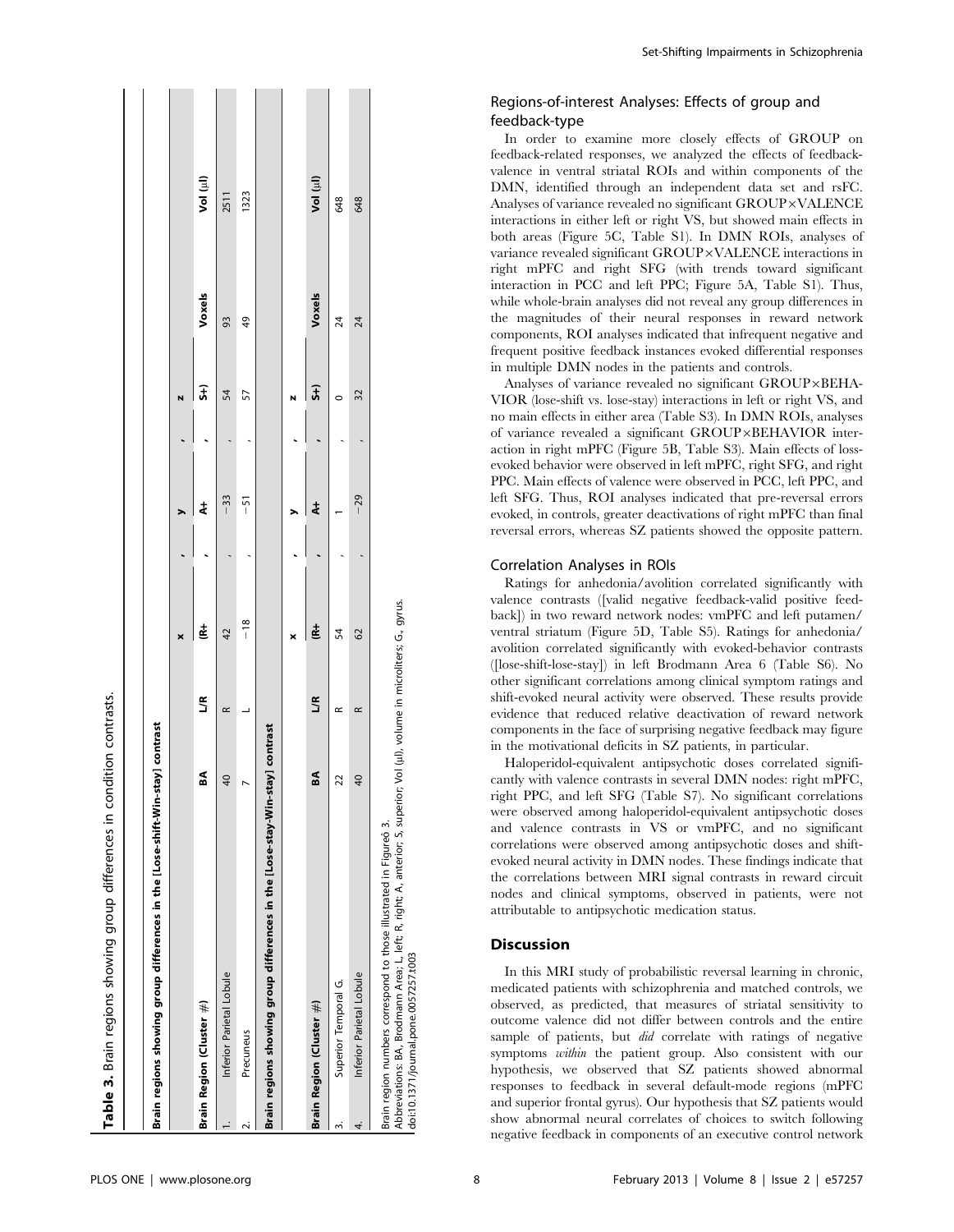**Table 3.** Brain regions showing group differences in condition contrasts.

| Brain regions showing group differences in the [Lose-shift-Win-stay] contrast | | | | | | | |
|---|---|---|---|---|---|---|---|
| | | | x | y | z | | |
| Brain Region (Cluster #) | BA | L/R | (R+ | A+ | S+) | Voxels | Vol (µl) |
| 1. Inferior Parietal Lobule | 40 | R | 42 | −33 | 54 | 93 | 2511 |
| 2. Precuneus | 7 | L | −18 | −51 | 57 | 49 | 1323 |
| **Brain regions showing group differences in the [Lose-stay-Win-stay] contrast** | | | | | | | |
| | | | x | y | z | | |
| Brain Region (Cluster #) | BA | L/R | (R+ | A+ | S+) | Voxels | Vol (µl) |
| 3. Superior Temporal G. | 22 | R | 54 | 1 | 0 | 24 | 648 |
| 4. Inferior Parietal Lobule | 40 | R | 62 | −29 | 32 | 24 | 648 |

Brain region numbers correspond to those illustrated in Figure 3.
Abbreviations: BA, Brodmann Area; L, left; R, right; A, anterior; S, superior; Vol (µl), volume in microliters; G., gyrus.
doi:10.1371/journal.pone.0057257.t003

## Regions-of-interest Analyses: Effects of group and feedback-type

In order to examine more closely effects of GROUP on feedback-related responses, we analyzed the effects of feedback-valence in ventral striatal ROIs and within components of the DMN, identified through an independent data set and rsFC. Analyses of variance revealed no significant GROUP×VALENCE interactions in either left or right VS, but showed main effects in both areas (Figure 5C, Table S1). In DMN ROIs, analyses of variance revealed significant GROUP×VALENCE interactions in right mPFC and right SFG (with trends toward significant interaction in PCC and left PPC; Figure 5A, Table S1). Thus, while whole-brain analyses did not reveal any group differences in the magnitudes of their neural responses in reward network components, ROI analyses indicated that infrequent negative and frequent positive feedback instances evoked differential responses in multiple DMN nodes in the patients and controls.

Analyses of variance revealed no significant GROUP×BEHAVIOR (lose-shift vs. lose-stay) interactions in left or right VS, and no main effects in either area (Table S3). In DMN ROIs, analyses of variance revealed a significant GROUP×BEHAVIOR interaction in right mPFC (Figure 5B, Table S3). Main effects of loss-evoked behavior were observed in left mPFC, right SFG, and right PPC. Main effects of valence were observed in PCC, left PPC, and left SFG. Thus, ROI analyses indicated that pre-reversal errors evoked, in controls, greater deactivations of right mPFC than final reversal errors, whereas SZ patients showed the opposite pattern.

## Correlation Analyses in ROIs

Ratings for anhedonia/avolition correlated significantly with valence contrasts ([valid negative feedback-valid positive feedback]) in two reward network nodes: vmPFC and left putamen/ventral striatum (Figure 5D, Table S5). Ratings for anhedonia/avolition correlated significantly with evoked-behavior contrasts ([lose-shift-lose-stay]) in left Brodmann Area 6 (Table S6). No other significant correlations among clinical symptom ratings and shift-evoked neural activity were observed. These results provide evidence that reduced relative deactivation of reward network components in the face of surprising negative feedback may figure in the motivational deficits in SZ patients, in particular.

Haloperidol-equivalent antipsychotic doses correlated significantly with valence contrasts in several DMN nodes: right mPFC, right PPC, and left SFG (Table S7). No significant correlations were observed among haloperidol-equivalent antipsychotic doses and valence contrasts in VS or vmPFC, and no significant correlations were observed among antipsychotic doses and shift-evoked neural activity in DMN nodes. These findings indicate that the correlations between MRI signal contrasts in reward circuit nodes and clinical symptoms, observed in patients, were not attributable to antipsychotic medication status.

# Discussion

In this MRI study of probabilistic reversal learning in chronic, medicated patients with schizophrenia and matched controls, we observed, as predicted, that measures of striatal sensitivity to outcome valence did not differ between controls and the entire sample of patients, but *did* correlate with ratings of negative symptoms *within* the patient group. Also consistent with our hypothesis, we observed that SZ patients showed abnormal responses to feedback in several default-mode regions (mPFC and superior frontal gyrus). Our hypothesis that SZ patients would show abnormal neural correlates of choices to switch following negative feedback in components of an executive control network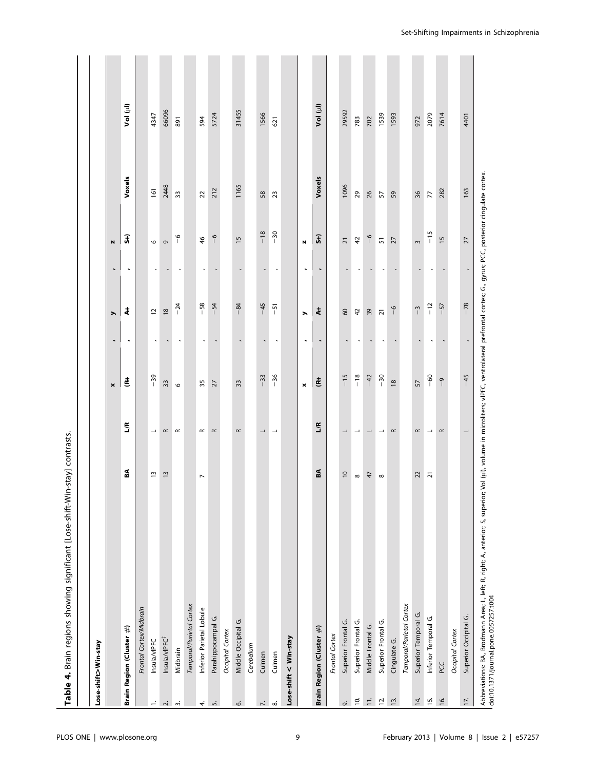**Table 4.** Brain regions showing significant [Lose-shift-Win-stay] contrasts.

| Brain Region (Cluster #) | BA | L/R | x (R+ | y A+ | z S+) | Voxels | Vol (µl) |
|---|---|---|---|---|---|---|---|
| **Lose-shift>Win-stay** | | | | | | | |
| *Frontal Cortex/Midbrain* | | | | | | | |
| 1. Insula/vlPFC | 13 | L | −39 | 12 | 6 | 161 | 4347 |
| 2. Insula/vlPFC[‡] | 13 | R | 33 | 18 | 9 | 2448 | 66096 |
| 3. Midbrain | | R | 6 | −24 | −6 | 33 | 891 |
| *Temporal/Parietal Cortex* | | | | | | | |
| 4. Inferior Parietal Lobule | 7 | R | 35 | −58 | 46 | 22 | 594 |
| 5. Parahippocampal G. | | R | 27 | −54 | −6 | 212 | 5724 |
| *Occipital Cortex* | | | | | | | |
| 6. Middle Occipital G. | | R | 33 | −84 | 15 | 1165 | 31455 |
| *Cerebellum* | | | | | | | |
| 7. Culmen | | L | −33 | −45 | −18 | 58 | 1566 |
| 8. Culmen | | L | −36 | −51 | −30 | 23 | 621 |
| **Lose-shift < Win-stay** | | | | | | | |
| **Brain Region (Cluster #)** | **BA** | **L/R** | **x (R+** | **y A+** | **z S+)** | **Voxels** | **Vol (µl)** |
| *Frontal Cortex* | | | | | | | |
| 9. Superior Frontal G. | 10 | L | −15 | 60 | 21 | 1096 | 29592 |
| 10. Superior Frontal G. | 8 | L | −18 | 42 | 42 | 29 | 783 |
| 11. Middle Frontal G. | 47 | L | −42 | 39 | −6 | 26 | 702 |
| 12. Superior Frontal G. | 8 | L | −30 | 21 | 51 | 57 | 1539 |
| 13. Cingulate G. | | R | 18 | −6 | 27 | 59 | 1593 |
| *Temporal/Parietal Cortex* | | | | | | | |
| 14. Superior Temporal G. | 22 | R | 57 | −3 | 3 | 36 | 972 |
| 15. Inferior Temporal G. | 21 | L | −60 | −12 | −15 | 77 | 2079 |
| 16. PCC | | R | −9 | −57 | 15 | 282 | 7614 |
| *Occipital Cortex* | | | | | | | |
| 17. Superior Occipital G. | | L | −45 | −78 | 27 | 163 | 4401 |

Abbreviations: BA, Brodmann Area; L, left; R, right; A, anterior; S, superior; Vol (µl), volume in microliters; vlPFC, ventrolateral prefrontal cortex; G., gyrus; PCC, posterior cingulate cortex.
doi:10.1371/journal.pone.0057257.t004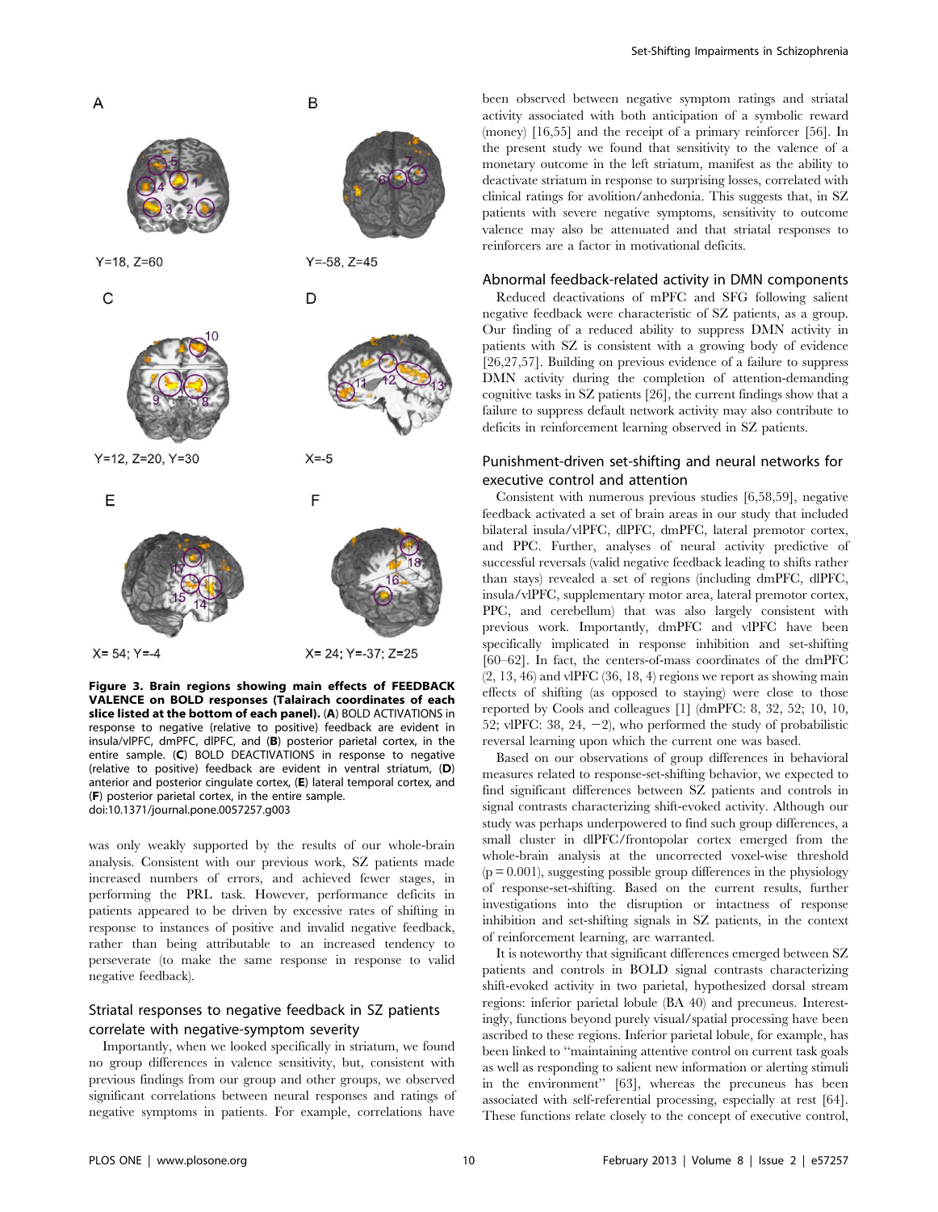Y=18, Z=60

Y=-58, Z=45

Y=12, Z=20, Y=30

X=-5

X= 54; Y=-4

X= 24; Y=-37; Z=25

**Figure 3. Brain regions showing main effects of FEEDBACK VALENCE on BOLD responses (Talairach coordinates of each slice listed at the bottom of each panel).** (**A**) BOLD ACTIVATIONS in response to negative (relative to positive) feedback are evident in insula/vlPFC, dmPFC, dlPFC, and (**B**) posterior parietal cortex, in the entire sample. (**C**) BOLD DEACTIVATIONS in response to negative (relative to positive) feedback are evident in ventral striatum, (**D**) anterior and posterior cingulate cortex, (**E**) lateral temporal cortex, and (**F**) posterior parietal cortex, in the entire sample.
doi:10.1371/journal.pone.0057257.g003

was only weakly supported by the results of our whole-brain analysis. Consistent with our previous work, SZ patients made increased numbers of errors, and achieved fewer stages, in performing the PRL task. However, performance deficits in patients appeared to be driven by excessive rates of shifting in response to instances of positive and invalid negative feedback, rather than being attributable to an increased tendency to perseverate (to make the same response in response to valid negative feedback).

## Striatal responses to negative feedback in SZ patients correlate with negative-symptom severity

Importantly, when we looked specifically in striatum, we found no group differences in valence sensitivity, but, consistent with previous findings from our group and other groups, we observed significant correlations between neural responses and ratings of negative symptoms in patients. For example, correlations have been observed between negative symptom ratings and striatal activity associated with both anticipation of a symbolic reward (money) [16,55] and the receipt of a primary reinforcer [56]. In the present study we found that sensitivity to the valence of a monetary outcome in the left striatum, manifest as the ability to deactivate striatum in response to surprising losses, correlated with clinical ratings for avolition/anhedonia. This suggests that, in SZ patients with severe negative symptoms, sensitivity to outcome valence may also be attenuated and that striatal responses to reinforcers are a factor in motivational deficits.

## Abnormal feedback-related activity in DMN components

Reduced deactivations of mPFC and SFG following salient negative feedback were characteristic of SZ patients, as a group. Our finding of a reduced ability to suppress DMN activity in patients with SZ is consistent with a growing body of evidence [26,27,57]. Building on previous evidence of a failure to suppress DMN activity during the completion of attention-demanding cognitive tasks in SZ patients [26], the current findings show that a failure to suppress default network activity may also contribute to deficits in reinforcement learning observed in SZ patients.

## Punishment-driven set-shifting and neural networks for executive control and attention

Consistent with numerous previous studies [6,58,59], negative feedback activated a set of brain areas in our study that included bilateral insula/vlPFC, dlPFC, dmPFC, lateral premotor cortex, and PPC. Further, analyses of neural activity predictive of successful reversals (valid negative feedback leading to shifts rather than stays) revealed a set of regions (including dmPFC, dlPFC, insula/vlPFC, supplementary motor area, lateral premotor cortex, PPC, and cerebellum) that was also largely consistent with previous work. Importantly, dmPFC and vlPFC have been specifically implicated in response inhibition and set-shifting [60–62]. In fact, the centers-of-mass coordinates of the dmPFC (2, 13, 46) and vlPFC (36, 18, 4) regions we report as showing main effects of shifting (as opposed to staying) were close to those reported by Cools and colleagues [1] (dmPFC: 8, 32, 52; 10, 10, 52; vlPFC: 38, 24, −2), who performed the study of probabilistic reversal learning upon which the current one was based.

Based on our observations of group differences in behavioral measures related to response-set-shifting behavior, we expected to find significant differences between SZ patients and controls in signal contrasts characterizing shift-evoked activity. Although our study was perhaps underpowered to find such group differences, a small cluster in dlPFC/frontopolar cortex emerged from the whole-brain analysis at the uncorrected voxel-wise threshold ($p = 0.001$), suggesting possible group differences in the physiology of response-set-shifting. Based on the current results, further investigations into the disruption or intactness of response inhibition and set-shifting signals in SZ patients, in the context of reinforcement learning, are warranted.

It is noteworthy that significant differences emerged between SZ patients and controls in BOLD signal contrasts characterizing shift-evoked activity in two parietal, hypothesized dorsal stream regions: inferior parietal lobule (BA 40) and precuneus. Interestingly, functions beyond purely visual/spatial processing have been ascribed to these regions. Inferior parietal lobule, for example, has been linked to "maintaining attentive control on current task goals as well as responding to salient new information or alerting stimuli in the environment" [63], whereas the precuneus has been associated with self-referential processing, especially at rest [64]. These functions relate closely to the concept of executive control,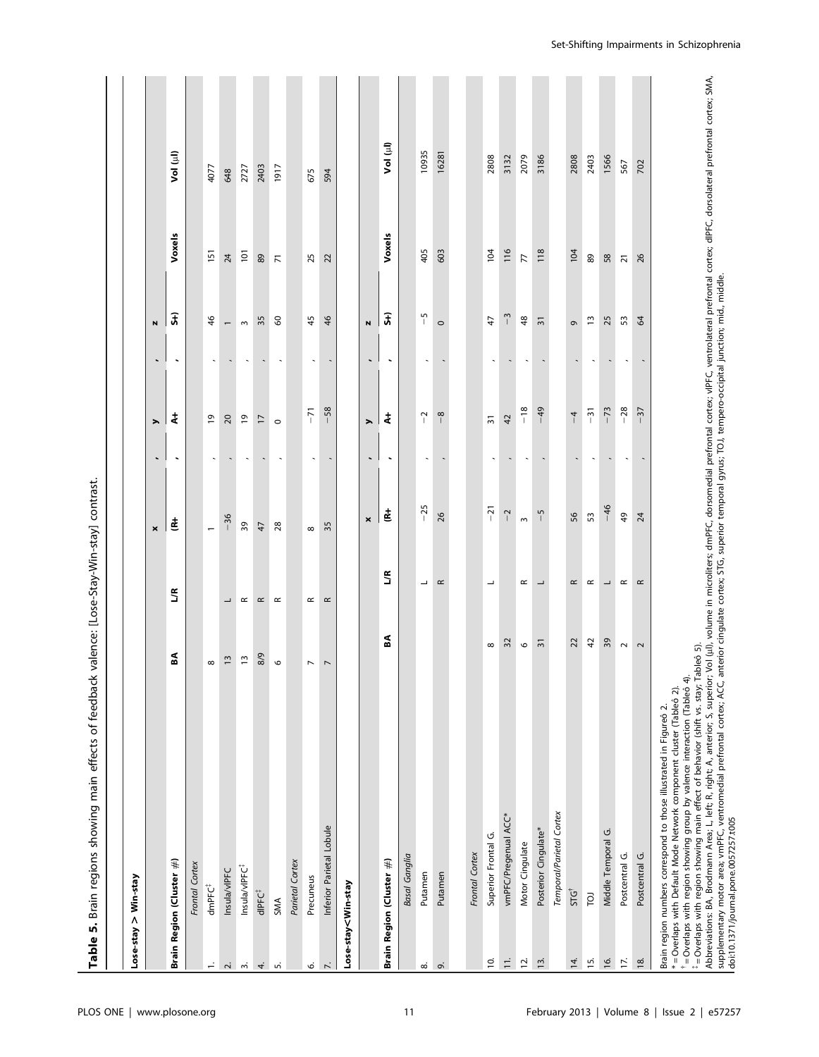**Table 5.** Brain regions showing main effects of feedback valence: [Lose-Stay-Win-stay] contrast.

| Lose-stay > Win-stay | | | | | | | |
|---|---|---|---|---|---|---|---|
| | | | x | y | z | | |
| **Brain Region (Cluster #)** | **BA** | **L/R** | **(R+** | **A+** | **S+)** | **Voxels** | **Vol (µl)** |
| *Frontal Cortex* | | | | | | | |
| 1. dmPFC[‡] | 8 | | 1 | 19 | 46 | 151 | 4077 |
| 2. Insula/vlPFC | 13 | L | −36 | 20 | 1 | 24 | 648 |
| 3. Insula/vlPFC[‡] | 13 | R | 39 | 19 | 3 | 101 | 2727 |
| 4. dlPFC[‡] | 8/9 | R | 47 | 17 | 35 | 89 | 2403 |
| 5. SMA | 6 | R | 28 | 0 | 60 | 71 | 1917 |
| *Parietal Cortex* | | | | | | | |
| 6. Precuneus | 7 | R | 8 | −71 | 45 | 25 | 675 |
| 7. Inferior Parietal Lobule | 7 | R | 35 | −58 | 46 | 22 | 594 |
| **Lose-stay<Win-stay** | | | | | | | |
| | | | x | y | z | | |
| **Brain Region (Cluster #)** | **BA** | **L/R** | **(R+** | **A+** | **S+)** | **Voxels** | **Vol (µl)** |
| *Basal Ganglia* | | | | | | | |
| 8. Putamen | | L | −25 | −2 | −5 | 405 | 10935 |
| 9. Putamen | | R | 26 | −8 | 0 | 603 | 16281 |
| *Frontal Cortex* | | | | | | | |
| 10. Superior Frontal G. | 8 | L | −21 | 31 | 47 | 104 | 2808 |
| 11. vmPFC/Pregenual ACC* | 32 | | −2 | 42 | −3 | 116 | 3132 |
| 12. Motor Cingulate | 6 | R | 3 | −18 | 48 | 77 | 2079 |
| 13. Posterior Cingulate* | 31 | L | −5 | −49 | 31 | 118 | 3186 |
| *Temporal/Parietal Cortex* | | | | | | | |
| 14. STG[†] | 22 | R | 56 | −4 | 9 | 104 | 2808 |
| 15. TOJ | 42 | R | 53 | −31 | 13 | 89 | 2403 |
| 16. Middle Temporal G. | 39 | L | −46 | −73 | 25 | 58 | 1566 |
| 17. Postcentral G. | 2 | R | 49 | −28 | 53 | 21 | 567 |
| 18. Postcentral G. | 2 | R | 24 | −37 | 64 | 26 | 702 |

Brain region numbers correspond to those illustrated in Figure 2.
* = Overlaps with Default Mode Network component cluster (Table 2).
[†] = Overlaps with region showing group by valence interaction (Table 4).
[‡] = Overlaps with region showing main effect of behavior (shift vs. stay; Table 5).
Abbreviations: BA, Brodmann Area; L, left; R, right; A, anterior; S, superior; Vol (µl), volume in microliters; dmPFC, dorsomedial prefrontal cortex; vlPFC, ventrolateral prefrontal cortex; dlPFC, dorsolateral prefrontal cortex; SMA, supplementary motor area; vmPFC, ventromedial prefrontal cortex; ACC, anterior cingulate cortex; STG, superior temporal gyrus; TOJ, tempero-occipital junction; mid., middle.
doi:10.1371/journal.pone.0057257.t005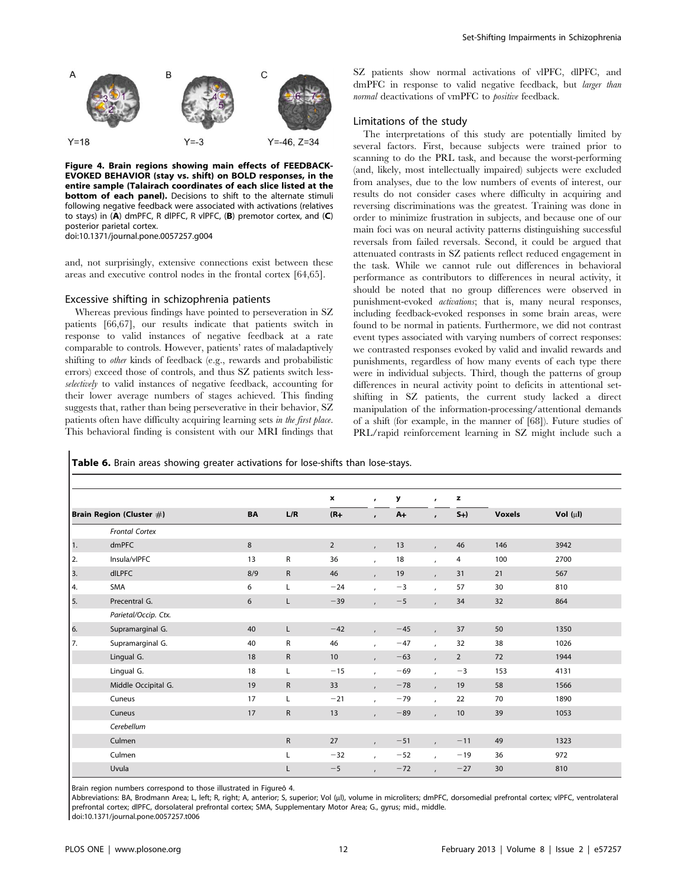**Figure 4. Brain regions showing main effects of FEEDBACK-EVOKED BEHAVIOR (stay vs. shift) on BOLD responses, in the entire sample (Talairach coordinates of each slice listed at the bottom of each panel).** Decisions to shift to the alternate stimuli following negative feedback were associated with activations (relatives to stays) in (**A**) dmPFC, R dlPFC, R vlPFC, (**B**) premotor cortex, and (**C**) posterior parietal cortex.
doi:10.1371/journal.pone.0057257.g004

and, not surprisingly, extensive connections exist between these areas and executive control nodes in the frontal cortex [64,65].

### Excessive shifting in schizophrenia patients

Whereas previous findings have pointed to perseveration in SZ patients [66,67], our results indicate that patients switch in response to valid instances of negative feedback at a rate comparable to controls. However, patients' rates of maladaptively shifting to *other* kinds of feedback (e.g., rewards and probabilistic errors) exceed those of controls, and thus SZ patients switch less-*selectively* to valid instances of negative feedback, accounting for their lower average numbers of stages achieved. This finding suggests that, rather than being perseverative in their behavior, SZ patients often have difficulty acquiring learning sets *in the first place*. This behavioral finding is consistent with our MRI findings that SZ patients show normal activations of vlPFC, dlPFC, and dmPFC in response to valid negative feedback, but *larger than normal* deactivations of vmPFC to *positive* feedback.

### Limitations of the study

The interpretations of this study are potentially limited by several factors. First, because subjects were trained prior to scanning to do the PRL task, and because the worst-performing (and, likely, most intellectually impaired) subjects were excluded from analyses, due to the low numbers of events of interest, our results do not consider cases where difficulty in acquiring and reversing discriminations was the greatest. Training was done in order to minimize frustration in subjects, and because one of our main foci was on neural activity patterns distinguishing successful reversals from failed reversals. Second, it could be argued that attenuated contrasts in SZ patients reflect reduced engagement in the task. While we cannot rule out differences in behavioral performance as contributors to differences in neural activity, it should be noted that no group differences were observed in punishment-evoked *activations*; that is, many neural responses, including feedback-evoked responses in some brain areas, were found to be normal in patients. Furthermore, we did not contrast event types associated with varying numbers of correct responses: we contrasted responses evoked by valid and invalid rewards and punishments, regardless of how many events of each type there were in individual subjects. Third, though the patterns of group differences in neural activity point to deficits in attentional set-shifting in SZ patients, the current study lacked a direct manipulation of the information-processing/attentional demands of a shift (for example, in the manner of [68]). Future studies of PRL/rapid reinforcement learning in SZ might include such a

**Table 6.** Brain areas showing greater activations for lose-shifts than lose-stays.

| | Brain Region (Cluster #) | BA | L/R | x (R+, | y A+, | z S+) | Voxels | Vol (µl) |
|---|---|---|---|---|---|---|---|---|
| | *Frontal Cortex* | | | | | | | |
| 1. | dmPFC | 8 | | 2 | 13 | 46 | 146 | 3942 |
| 2. | Insula/vlPFC | 13 | R | 36 | 18 | 4 | 100 | 2700 |
| 3. | dlLPFC | 8/9 | R | 46 | 19 | 31 | 21 | 567 |
| 4. | SMA | 6 | L | −24 | −3 | 57 | 30 | 810 |
| 5. | Precentral G. | 6 | L | −39 | −5 | 34 | 32 | 864 |
| | *Parietal/Occip. Ctx.* | | | | | | | |
| 6. | Supramarginal G. | 40 | L | −42 | −45 | 37 | 50 | 1350 |
| 7. | Supramarginal G. | 40 | R | 46 | −47 | 32 | 38 | 1026 |
| | Lingual G. | 18 | R | 10 | −63 | 2 | 72 | 1944 |
| | Lingual G. | 18 | L | −15 | −69 | −3 | 153 | 4131 |
| | Middle Occipital G. | 19 | R | 33 | −78 | 19 | 58 | 1566 |
| | Cuneus | 17 | L | −21 | −79 | 22 | 70 | 1890 |
| | Cuneus | 17 | R | 13 | −89 | 10 | 39 | 1053 |
| | *Cerebellum* | | | | | | | |
| | Culmen | | R | 27 | −51 | −11 | 49 | 1323 |
| | Culmen | | L | −32 | −52 | −19 | 36 | 972 |
| | Uvula | | L | −5 | −72 | −27 | 30 | 810 |

Brain region numbers correspond to those illustrated in Figureô 4.
Abbreviations: BA, Brodmann Area; L, left; R, right; A, anterior; S, superior; Vol (µl), volume in microliters; dmPFC, dorsomedial prefrontal cortex; vlPFC, ventrolateral prefrontal cortex; dlPFC, dorsolateral prefrontal cortex; SMA, Supplementary Motor Area; G., gyrus; mid., middle.
doi:10.1371/journal.pone.0057257.t006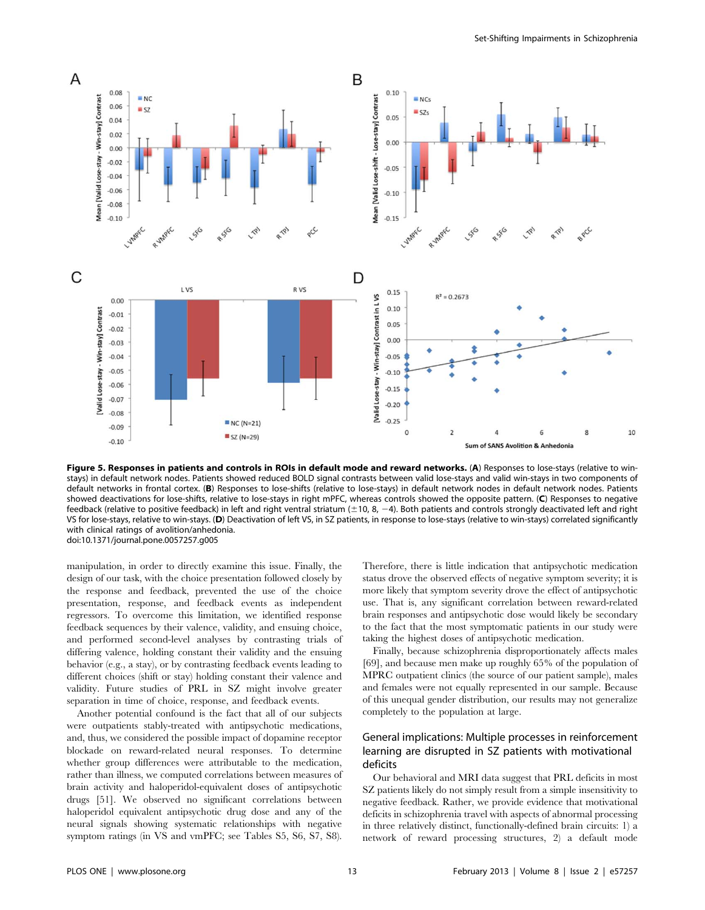**Figure 5. Responses in patients and controls in ROIs in default mode and reward networks.** (**A**) Responses to lose-stays (relative to win-stays) in default network nodes. Patients showed reduced BOLD signal contrasts between valid lose-stays and valid win-stays in two components of default networks in frontal cortex. (**B**) Responses to lose-shifts (relative to lose-stays) in default network nodes in default network nodes. Patients showed deactivations for lose-shifts, relative to lose-stays in right mPFC, whereas controls showed the opposite pattern. (**C**) Responses to negative feedback (relative to positive feedback) in left and right ventral striatum (±10, 8, −4). Both patients and controls strongly deactivated left and right VS for lose-stays, relative to win-stays. (**D**) Deactivation of left VS, in SZ patients, in response to lose-stays (relative to win-stays) correlated significantly with clinical ratings of avolition/anhedonia.
doi:10.1371/journal.pone.0057257.g005

manipulation, in order to directly examine this issue. Finally, the design of our task, with the choice presentation followed closely by the response and feedback, prevented the use of the choice presentation, response, and feedback events as independent regressors. To overcome this limitation, we identified response feedback sequences by their valence, validity, and ensuing choice, and performed second-level analyses by contrasting trials of differing valence, holding constant their validity and the ensuing behavior (e.g., a stay), or by contrasting feedback events leading to different choices (shift or stay) holding constant their valence and validity. Future studies of PRL in SZ might involve greater separation in time of choice, response, and feedback events.

Another potential confound is the fact that all of our subjects were outpatients stably-treated with antipsychotic medications, and, thus, we considered the possible impact of dopamine receptor blockade on reward-related neural responses. To determine whether group differences were attributable to the medication, rather than illness, we computed correlations between measures of brain activity and haloperidol-equivalent doses of antipsychotic drugs [51]. We observed no significant correlations between haloperidol equivalent antipsychotic drug dose and any of the neural signals showing systematic relationships with negative symptom ratings (in VS and vmPFC; see Tables S5, S6, S7, S8). Therefore, there is little indication that antipsychotic medication status drove the observed effects of negative symptom severity; it is more likely that symptom severity drove the effect of antipsychotic use. That is, any significant correlation between reward-related brain responses and antipsychotic dose would likely be secondary to the fact that the most symptomatic patients in our study were taking the highest doses of antipsychotic medication.

Finally, because schizophrenia disproportionately affects males [69], and because men make up roughly 65% of the population of MPRC outpatient clinics (the source of our patient sample), males and females were not equally represented in our sample. Because of this unequal gender distribution, our results may not generalize completely to the population at large.

## General implications: Multiple processes in reinforcement learning are disrupted in SZ patients with motivational deficits

Our behavioral and MRI data suggest that PRL deficits in most SZ patients likely do not simply result from a simple insensitivity to negative feedback. Rather, we provide evidence that motivational deficits in schizophrenia travel with aspects of abnormal processing in three relatively distinct, functionally-defined brain circuits: 1) a network of reward processing structures, 2) a default mode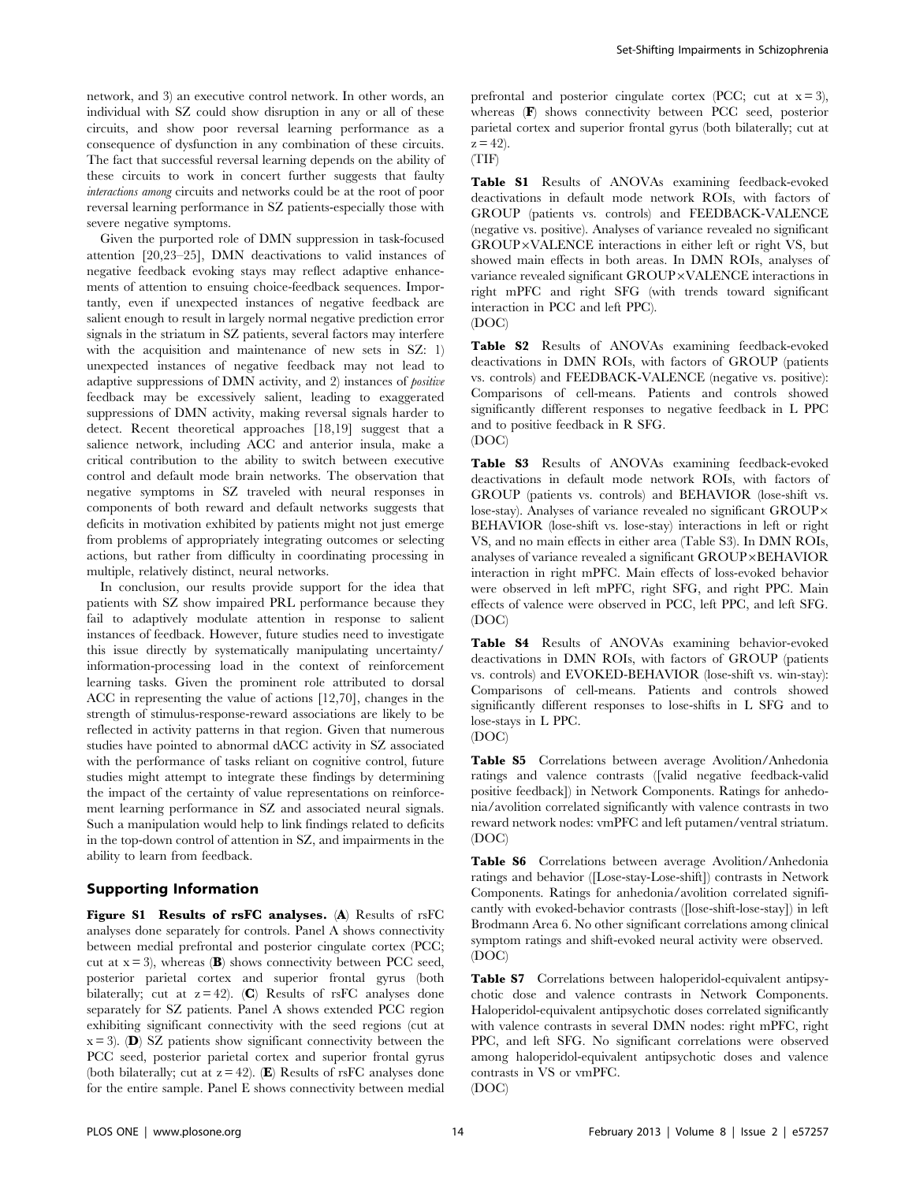network, and 3) an executive control network. In other words, an individual with SZ could show disruption in any or all of these circuits, and show poor reversal learning performance as a consequence of dysfunction in any combination of these circuits. The fact that successful reversal learning depends on the ability of these circuits to work in concert further suggests that faulty *interactions among* circuits and networks could be at the root of poor reversal learning performance in SZ patients-especially those with severe negative symptoms.

Given the purported role of DMN suppression in task-focused attention [20,23–25], DMN deactivations to valid instances of negative feedback evoking stays may reflect adaptive enhancements of attention to ensuing choice-feedback sequences. Importantly, even if unexpected instances of negative feedback are salient enough to result in largely normal negative prediction error signals in the striatum in SZ patients, several factors may interfere with the acquisition and maintenance of new sets in SZ: 1) unexpected instances of negative feedback may not lead to adaptive suppressions of DMN activity, and 2) instances of *positive* feedback may be excessively salient, leading to exaggerated suppressions of DMN activity, making reversal signals harder to detect. Recent theoretical approaches [18,19] suggest that a salience network, including ACC and anterior insula, make a critical contribution to the ability to switch between executive control and default mode brain networks. The observation that negative symptoms in SZ traveled with neural responses in components of both reward and default networks suggests that deficits in motivation exhibited by patients might not just emerge from problems of appropriately integrating outcomes or selecting actions, but rather from difficulty in coordinating processing in multiple, relatively distinct, neural networks.

In conclusion, our results provide support for the idea that patients with SZ show impaired PRL performance because they fail to adaptively modulate attention in response to salient instances of feedback. However, future studies need to investigate this issue directly by systematically manipulating uncertainty/information-processing load in the context of reinforcement learning tasks. Given the prominent role attributed to dorsal ACC in representing the value of actions [12,70], changes in the strength of stimulus-response-reward associations are likely to be reflected in activity patterns in that region. Given that numerous studies have pointed to abnormal dACC activity in SZ associated with the performance of tasks reliant on cognitive control, future studies might attempt to integrate these findings by determining the impact of the certainty of value representations on reinforcement learning performance in SZ and associated neural signals. Such a manipulation would help to link findings related to deficits in the top-down control of attention in SZ, and impairments in the ability to learn from feedback.

## Supporting Information

**Figure S1 Results of rsFC analyses.** (**A**) Results of rsFC analyses done separately for controls. Panel A shows connectivity between medial prefrontal and posterior cingulate cortex (PCC; cut at x = 3), whereas (**B**) shows connectivity between PCC seed, posterior parietal cortex and superior frontal gyrus (both bilaterally; cut at z = 42). (**C**) Results of rsFC analyses done separately for SZ patients. Panel A shows extended PCC region exhibiting significant connectivity with the seed regions (cut at x = 3). (**D**) SZ patients show significant connectivity between the PCC seed, posterior parietal cortex and superior frontal gyrus (both bilaterally; cut at z = 42). (**E**) Results of rsFC analyses done for the entire sample. Panel E shows connectivity between medial prefrontal and posterior cingulate cortex (PCC; cut at x = 3), whereas (**F**) shows connectivity between PCC seed, posterior parietal cortex and superior frontal gyrus (both bilaterally; cut at z = 42).
(TIF)

**Table S1** Results of ANOVAs examining feedback-evoked deactivations in default mode network ROIs, with factors of GROUP (patients vs. controls) and FEEDBACK-VALENCE (negative vs. positive). Analyses of variance revealed no significant GROUP×VALENCE interactions in either left or right VS, but showed main effects in both areas. In DMN ROIs, analyses of variance revealed significant GROUP×VALENCE interactions in right mPFC and right SFG (with trends toward significant interaction in PCC and left PPC).
(DOC)

**Table S2** Results of ANOVAs examining feedback-evoked deactivations in DMN ROIs, with factors of GROUP (patients vs. controls) and FEEDBACK-VALENCE (negative vs. positive): Comparisons of cell-means. Patients and controls showed significantly different responses to negative feedback in L PPC and to positive feedback in R SFG.
(DOC)

**Table S3** Results of ANOVAs examining feedback-evoked deactivations in default mode network ROIs, with factors of GROUP (patients vs. controls) and BEHAVIOR (lose-shift vs. lose-stay). Analyses of variance revealed no significant GROUP× BEHAVIOR (lose-shift vs. lose-stay) interactions in left or right VS, and no main effects in either area (Table S3). In DMN ROIs, analyses of variance revealed a significant GROUP×BEHAVIOR interaction in right mPFC. Main effects of loss-evoked behavior were observed in left mPFC, right SFG, and right PPC. Main effects of valence were observed in PCC, left PPC, and left SFG.
(DOC)

**Table S4** Results of ANOVAs examining behavior-evoked deactivations in DMN ROIs, with factors of GROUP (patients vs. controls) and EVOKED-BEHAVIOR (lose-shift vs. win-stay): Comparisons of cell-means. Patients and controls showed significantly different responses to lose-shifts in L SFG and to lose-stays in L PPC.
(DOC)

**Table S5** Correlations between average Avolition/Anhedonia ratings and valence contrasts ([valid negative feedback-valid positive feedback]) in Network Components. Ratings for anhedonia/avolition correlated significantly with valence contrasts in two reward network nodes: vmPFC and left putamen/ventral striatum.
(DOC)

**Table S6** Correlations between average Avolition/Anhedonia ratings and behavior ([Lose-stay-Lose-shift]) contrasts in Network Components. Ratings for anhedonia/avolition correlated significantly with evoked-behavior contrasts ([lose-shift-lose-stay]) in left Brodmann Area 6. No other significant correlations among clinical symptom ratings and shift-evoked neural activity were observed.
(DOC)

**Table S7** Correlations between haloperidol-equivalent antipsychotic dose and valence contrasts in Network Components. Haloperidol-equivalent antipsychotic doses correlated significantly with valence contrasts in several DMN nodes: right mPFC, right PPC, and left SFG. No significant correlations were observed among haloperidol-equivalent antipsychotic doses and valence contrasts in VS or vmPFC.
(DOC)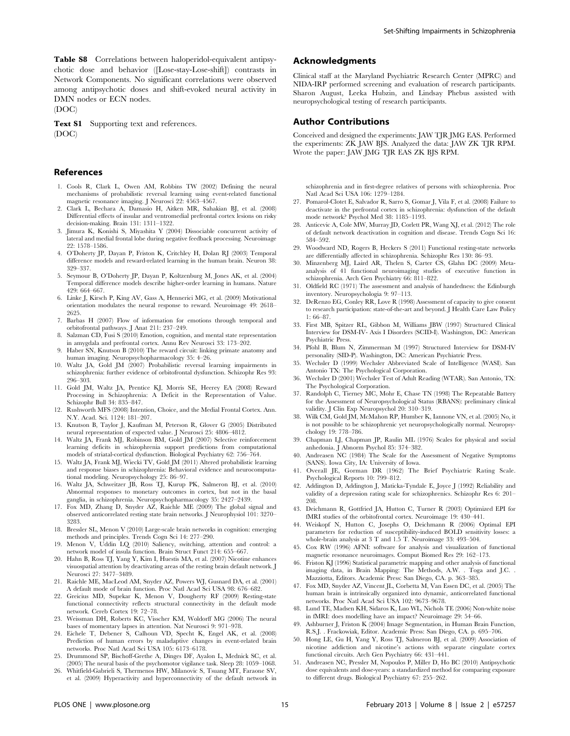**Table S8** Correlations between haloperidol-equivalent antipsychotic dose and behavior ([Lose-stay-Lose-shift]) contrasts in Network Components. No significant correlations were observed among antipsychotic doses and shift-evoked neural activity in DMN nodes or ECN nodes.
(DOC)

**Text S1** Supporting text and references.
(DOC)

## Acknowledgments

Clinical staff at the Maryland Psychiatric Research Center (MPRC) and NIDA-IRP performed screening and evaluation of research participants. Sharon August, Leeka Hubzin, and Lindsay Phebus assisted with neuropsychological testing of research participants.

## Author Contributions

Conceived and designed the experiments: JAW TJR JMG EAS. Performed the experiments: ZK JAW BJS. Analyzed the data: JAW ZK TJR RPM. Wrote the paper: JAW JMG TJR EAS ZK BJS RPM.

## References

1. Cools R, Clark L, Owen AM, Robbins TW (2002) Defining the neural mechanisms of probabilistic reversal learning using event-related functional magnetic resonance imaging. J Neurosci 22: 4563–4567.
2. Clark L, Bechara A, Damasio H, Aitken MR, Sahakian BJ, et al. (2008) Differential effects of insular and ventromedial prefrontal cortex lesions on risky decision-making. Brain 131: 1311–1322.
3. Jimura K, Konishi S, Miyashita Y (2004) Dissociable concurrent activity of lateral and medial frontal lobe during negative feedback processing. Neuroimage 22: 1578–1586.
4. O'Doherty JP, Dayan P, Friston K, Critchley H, Dolan RJ (2003) Temporal difference models and reward-related learning in the human brain. Neuron 38: 329–337.
5. Seymour B, O'Doherty JP, Dayan P, Koltzenburg M, Jones AK, et al. (2004) Temporal difference models describe higher-order learning in humans. Nature 429: 664–667.
6. Linke J, Kirsch P, King AV, Gass A, Hennerici MG, et al. (2009) Motivational orientation modulates the neural response to reward. Neuroimage 49: 2618–2625.
7. Barbas H (2007) Flow of information for emotions through temporal and orbitofrontal pathways. J Anat 211: 237–249.
8. Salzman CD, Fusi S (2010) Emotion, cognition, and mental state representation in amygdala and prefrontal cortex. Annu Rev Neurosci 33: 173–202.
9. Haber SN, Knutson B (2010) The reward circuit: linking primate anatomy and human imaging. Neuropsychopharmacology 35: 4–26.
10. Waltz JA, Gold JM (2007) Probabilistic reversal learning impairments in schizophrenia: further evidence of orbitofrontal dysfunction. Schizophr Res 93: 296–303.
11. Gold JM, Waltz JA, Prentice KJ, Morris SE, Heerey EA (2008) Reward Processing in Schizophrenia: A Deficit in the Representation of Value. Schizophr Bull 34: 835–847.
12. Rushworth MFS (2008) Intention, Choice, and the Medial Frontal Cortex. Ann. N.Y. Acad. Sci. 1124: 181–207.
13. Knutson B, Taylor J, Kaufman M, Peterson R, Glover G (2005) Distributed neural representation of expected value. J Neurosci 25: 4806–4812.
14. Waltz JA, Frank MJ, Robinson BM, Gold JM (2007) Selective reinforcement learning deficits in schizophrenia support predictions from computational models of striatal-cortical dysfunction. Biological Psychiatry 62: 756–764.
15. Waltz JA, Frank MJ, Wiecki TV, Gold JM (2011) Altered probabilistic learning and response biases in schizophrenia: Behavioral evidence and neurocomputational modeling. Neuropsychology 25: 86–97.
16. Waltz JA, Schweitzer JB, Ross TJ, Kurup PK, Salmeron BJ, et al. (2010) Abnormal responses to monetary outcomes in cortex, but not in the basal ganglia, in schizophrenia. Neuropsychopharmacology 35: 2427–2439.
17. Fox MD, Zhang D, Snyder AZ, Raichle ME (2009) The global signal and observed anticorrelated resting state brain networks. J Neurophysiol 101: 3270–3283.
18. Bressler SL, Menon V (2010) Large-scale brain networks in cognition: emerging methods and principles. Trends Cogn Sci 14: 277–290.
19. Menon V, Uddin LQ (2010) Saliency, switching, attention and control: a network model of insula function. Brain Struct Funct 214: 655–667.
20. Hahn B, Ross TJ, Yang Y, Kim I, Huestis MA, et al. (2007) Nicotine enhances visuospatial attention by deactivating areas of the resting brain default network. J Neurosci 27: 3477–3489.
21. Raichle ME, MacLeod AM, Snyder AZ, Powers WJ, Gusnard DA, et al. (2001) A default mode of brain function. Proc Natl Acad Sci USA 98: 676–682.
22. Greicius MD, Supekar K, Menon V, Dougherty RF (2009) Resting-state functional connectivity reflects structural connectivity in the default mode network. Cereb Cortex 19: 72–78.
23. Weissman DH, Roberts KC, Visscher KM, Woldorff MG (2006) The neural bases of momentary lapses in attention. Nat Neurosci 9: 971–978.
24. Eichele T, Debener S, Calhoun VD, Specht K, Engel AK, et al. (2008) Prediction of human errors by maladaptive changes in event-related brain networks. Proc Natl Acad Sci USA 105: 6173–6178.
25. Drummond SP, Bischoff-Grethe A, Dinges DF, Ayalon L, Mednick SC, et al. (2005) The neural basis of the psychomotor vigilance task. Sleep 28: 1059–1068.
26. Whitfield-Gabrieli S, Thermenos HW, Milanovic S, Tsuang MT, Faraone SV, et al. (2009) Hyperactivity and hyperconnectivity of the default network in schizophrenia and in first-degree relatives of persons with schizophrenia. Proc Natl Acad Sci USA 106: 1279–1284.
27. Pomarol-Clotet E, Salvador R, Sarro S, Gomar J, Vila F, et al. (2008) Failure to deactivate in the prefrontal cortex in schizophrenia: dysfunction of the default mode network? Psychol Med 38: 1185–1193.
28. Anticevic A, Cole MW, Murray JD, Corlett PR, Wang XJ, et al. (2012) The role of default network deactivation in cognition and disease. Trends Cogn Sci 16: 584–592.
29. Woodward ND, Rogers B, Heckers S (2011) Functional resting-state networks are differentially affected in schizophrenia. Schizophr Res 130: 86–93.
30. Minzenberg MJ, Laird AR, Thelen S, Carter CS, Glahn DC (2009) Meta-analysis of 41 functional neuroimaging studies of executive function in schizophrenia. Arch Gen Psychiatry 66: 811–822.
31. Oldfield RC (1971) The assessment and analysis of handedness: the Edinburgh inventory. Neuropsychologia 9: 97–113.
32. DeRenzo EG, Conley RR, Love R (1998) Assessment of capacity to give consent to research participation: state-of-the-art and beyond. J Health Care Law Policy 1: 66–87.
33. First MB, Spitzer RL, Gibbon M, Williams JBW (1997) Structured Clinical Interview for DSM-IV- Axis I Disorders (SCID-I). Washington, DC: American Psychiatric Press.
34. Pfohl B, Blum N, Zimmerman M (1997) Structured Interview for DSM-IV personality (SID-P). Washington, DC: American Psychiatric Press.
35. Wechsler D (1999) Wechsler Abbreviated Scale of Intelligence (WASI). San Antonio TX: The Psychological Corporation.
36. Wechsler D (2001) Wechsler Test of Adult Reading (WTAR). San Antonio, TX: The Psychological Corporation.
37. Randolph C, Tierney MC, Mohr E, Chase TN (1998) The Repeatable Battery for the Assessment of Neuropsychological Status (RBANS): preliminary clinical validity. J Clin Exp Neuropsychol 20: 310–319.
38. Wilk CM, Gold JM, McMahon RP, Humber K, Iannone VN, et al. (2005) No, it is not possible to be schizophrenic yet neuropsychologically normal. Neuropsychology 19: 778–786.
39. Chapman LJ, Chapman JP, Raulin ML (1976) Scales for physical and social anhedonia. J Abnorm Psychol 85: 374–382.
40. Andreasen NC (1984) The Scale for the Assessment of Negative Symptoms (SANS). Iowa City, IA: University of Iowa.
41. Overall JE, Gorman DR (1962) The Brief Psychiatric Rating Scale. Psychological Reports 10: 799–812.
42. Addington D, Addington J, Maticka-Tyndale E, Joyce J (1992) Reliability and validity of a depression rating scale for schizophrenics. Schizophr Res 6: 201–208.
43. Deichmann R, Gottfried JA, Hutton C, Turner R (2003) Optimized EPI for fMRI studies of the orbitofrontal cortex. Neuroimage 19: 430–441.
44. Weiskopf N, Hutton C, Josephs O, Deichmann R (2006) Optimal EPI parameters for reduction of susceptibility-induced BOLD sensitivity losses: a whole-brain analysis at 3 T and 1.5 T. Neuroimage 33: 493–504.
45. Cox RW (1996) AFNI: software for analysis and visualization of functional magnetic resonance neuroimages. Comput Biomed Res 29: 162–173.
46. Friston KJ (1996) Statistical parametric mapping and other analysis of functional imaging data, in Brain Mapping: The Methods, A.W. . Toga and J.C. . Mazziotta, Editors. Academic Press: San Diego, CA. p. 363–385.
47. Fox MD, Snyder AZ, Vincent JL, Corbetta M, Van Essen DC, et al. (2005) The human brain is intrinsically organized into dynamic, anticorrelated functional networks. Proc Natl Acad Sci USA 102: 9673–9678.
48. Lund TE, Madsen KH, Sidaros K, Luo WL, Nichols TE (2006) Non-white noise in fMRI: does modelling have an impact? Neuroimage 29: 54–66.
49. Ashburner J, Friston K (2004) Image Segmentation, in Human Brain Function, R.S.J. . Frackowiak, Editor. Academic Press: San Diego, CA. p. 695–706.
50. Hong LE, Gu H, Yang Y, Ross TJ, Salmeron BJ, et al. (2009) Association of nicotine addiction and nicotine's actions with separate cingulate cortex functional circuits. Arch Gen Psychiatry 66: 431–441.
51. Andreasen NC, Pressler M, Nopoulos P, Miller D, Ho BC (2010) Antipsychotic dose equivalents and dose-years: a standardized method for comparing exposure to different drugs. Biological Psychiatry 67: 255–262.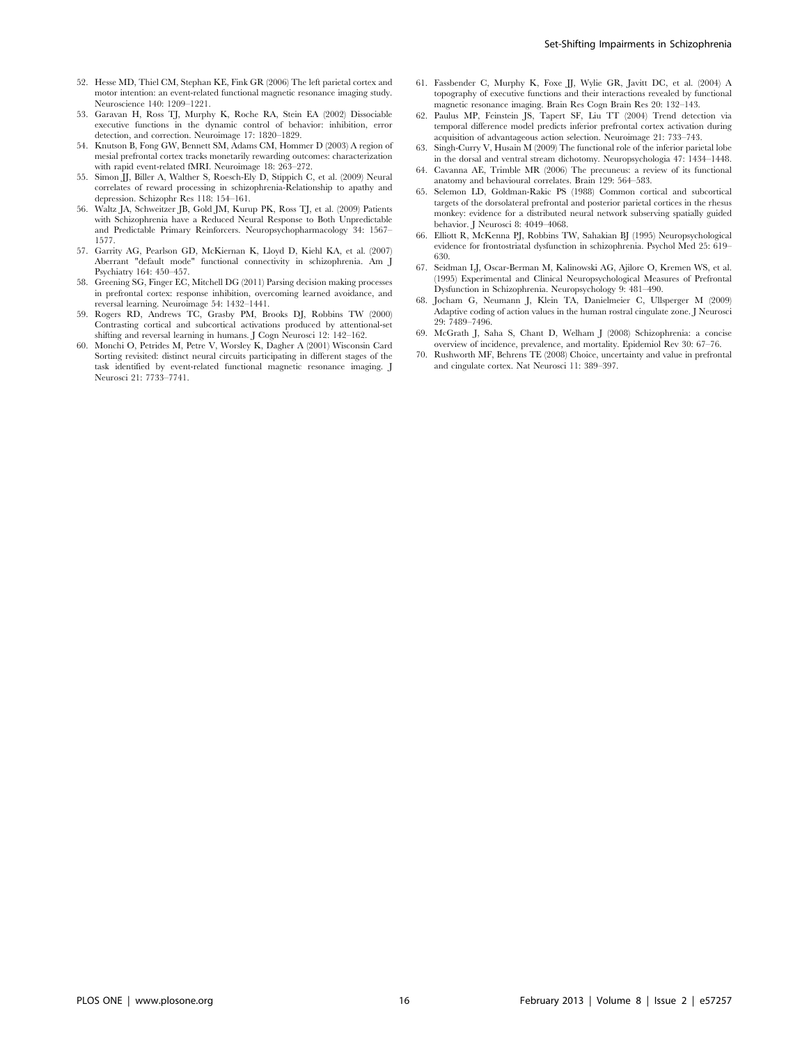52. Hesse MD, Thiel CM, Stephan KE, Fink GR (2006) The left parietal cortex and motor intention: an event-related functional magnetic resonance imaging study. Neuroscience 140: 1209–1221.
53. Garavan H, Ross TJ, Murphy K, Roche RA, Stein EA (2002) Dissociable executive functions in the dynamic control of behavior: inhibition, error detection, and correction. Neuroimage 17: 1820–1829.
54. Knutson B, Fong GW, Bennett SM, Adams CM, Hommer D (2003) A region of mesial prefrontal cortex tracks monetarily rewarding outcomes: characterization with rapid event-related fMRI. Neuroimage 18: 263–272.
55. Simon JJ, Biller A, Walther S, Roesch-Ely D, Stippich C, et al. (2009) Neural correlates of reward processing in schizophrenia-Relationship to apathy and depression. Schizophr Res 118: 154–161.
56. Waltz JA, Schweitzer JB, Gold JM, Kurup PK, Ross TJ, et al. (2009) Patients with Schizophrenia have a Reduced Neural Response to Both Unpredictable and Predictable Primary Reinforcers. Neuropsychopharmacology 34: 1567–1577.
57. Garrity AG, Pearlson GD, McKiernan K, Lloyd D, Kiehl KA, et al. (2007) Aberrant "default mode" functional connectivity in schizophrenia. Am J Psychiatry 164: 450–457.
58. Greening SG, Finger EC, Mitchell DG (2011) Parsing decision making processes in prefrontal cortex: response inhibition, overcoming learned avoidance, and reversal learning. Neuroimage 54: 1432–1441.
59. Rogers RD, Andrews TC, Grasby PM, Brooks DJ, Robbins TW (2000) Contrasting cortical and subcortical activations produced by attentional-set shifting and reversal learning in humans. J Cogn Neurosci 12: 142–162.
60. Monchi O, Petrides M, Petre V, Worsley K, Dagher A (2001) Wisconsin Card Sorting revisited: distinct neural circuits participating in different stages of the task identified by event-related functional magnetic resonance imaging. J Neurosci 21: 7733–7741.
61. Fassbender C, Murphy K, Foxe JJ, Wylie GR, Javitt DC, et al. (2004) A topography of executive functions and their interactions revealed by functional magnetic resonance imaging. Brain Res Cogn Brain Res 20: 132–143.
62. Paulus MP, Feinstein JS, Tapert SF, Liu TT (2004) Trend detection via temporal difference model predicts inferior prefrontal cortex activation during acquisition of advantageous action selection. Neuroimage 21: 733–743.
63. Singh-Curry V, Husain M (2009) The functional role of the inferior parietal lobe in the dorsal and ventral stream dichotomy. Neuropsychologia 47: 1434–1448.
64. Cavanna AE, Trimble MR (2006) The precuneus: a review of its functional anatomy and behavioural correlates. Brain 129: 564–583.
65. Selemon LD, Goldman-Rakic PS (1988) Common cortical and subcortical targets of the dorsolateral prefrontal and posterior parietal cortices in the rhesus monkey: evidence for a distributed neural network subserving spatially guided behavior. J Neurosci 8: 4049–4068.
66. Elliott R, McKenna PJ, Robbins TW, Sahakian BJ (1995) Neuropsychological evidence for frontostriatal dysfunction in schizophrenia. Psychol Med 25: 619–630.
67. Seidman LJ, Oscar-Berman M, Kalinowski AG, Ajilore O, Kremen WS, et al. (1995) Experimental and Clinical Neuropsychological Measures of Prefrontal Dysfunction in Schizophrenia. Neuropsychology 9: 481–490.
68. Jocham G, Neumann J, Klein TA, Danielmeier C, Ullsperger M (2009) Adaptive coding of action values in the human rostral cingulate zone. J Neurosci 29: 7489–7496.
69. McGrath J, Saha S, Chant D, Welham J (2008) Schizophrenia: a concise overview of incidence, prevalence, and mortality. Epidemiol Rev 30: 67–76.
70. Rushworth MF, Behrens TE (2008) Choice, uncertainty and value in prefrontal and cingulate cortex. Nat Neurosci 11: 389–397.